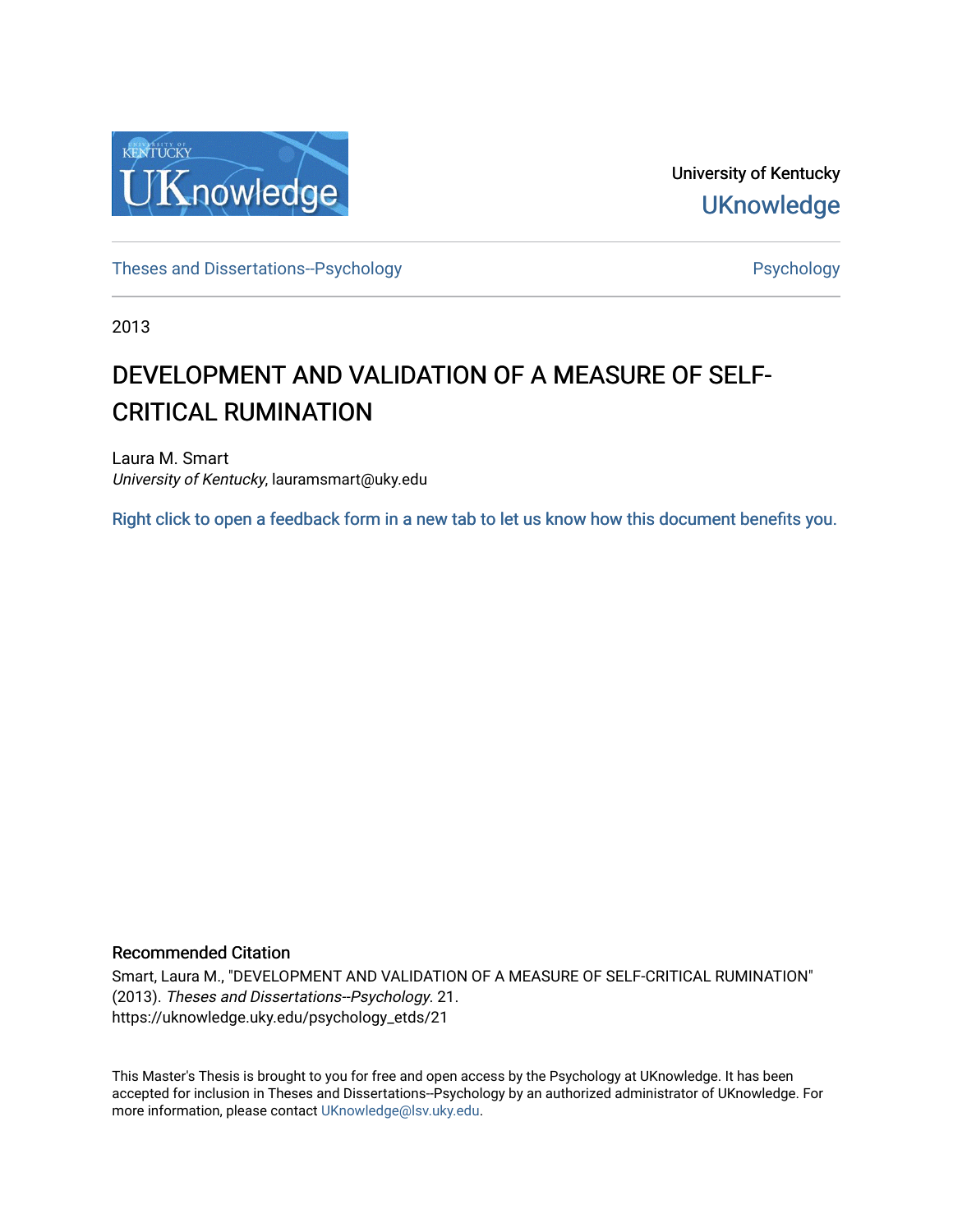University of Kentucky

UKnowledge

Theses and Dissertations--Psychology

Psychology

2013

# DEVELOPMENT AND VALIDATION OF A MEASURE OF SELF-CRITICAL RUMINATION

Laura M. Smart
*University of Kentucky*, lauramsmart@uky.edu

Right click to open a feedback form in a new tab to let us know how this document benefits you.

## Recommended Citation

Smart, Laura M., "DEVELOPMENT AND VALIDATION OF A MEASURE OF SELF-CRITICAL RUMINATION" (2013). *Theses and Dissertations--Psychology*. 21.
https://uknowledge.uky.edu/psychology_etds/21

This Master's Thesis is brought to you for free and open access by the Psychology at UKnowledge. It has been accepted for inclusion in Theses and Dissertations--Psychology by an authorized administrator of UKnowledge. For more information, please contact UKnowledge@lsv.uky.edu.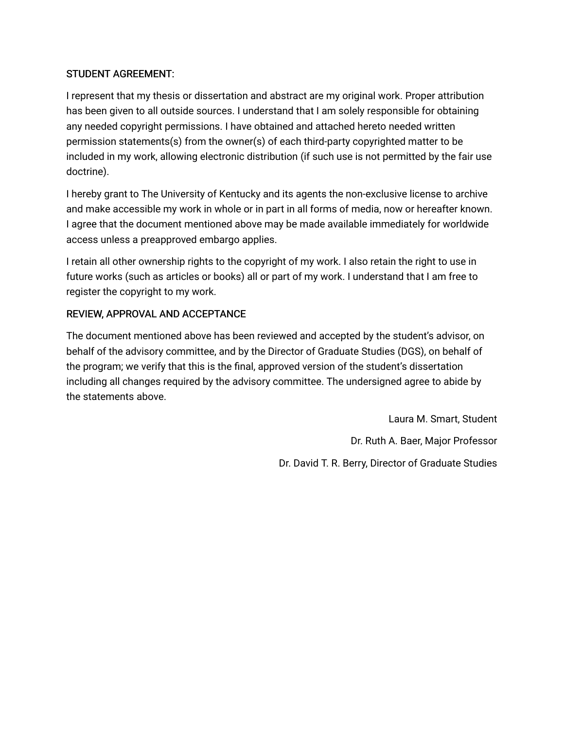STUDENT AGREEMENT:

I represent that my thesis or dissertation and abstract are my original work. Proper attribution has been given to all outside sources. I understand that I am solely responsible for obtaining any needed copyright permissions. I have obtained and attached hereto needed written permission statements(s) from the owner(s) of each third-party copyrighted matter to be included in my work, allowing electronic distribution (if such use is not permitted by the fair use doctrine).

I hereby grant to The University of Kentucky and its agents the non-exclusive license to archive and make accessible my work in whole or in part in all forms of media, now or hereafter known. I agree that the document mentioned above may be made available immediately for worldwide access unless a preapproved embargo applies.

I retain all other ownership rights to the copyright of my work. I also retain the right to use in future works (such as articles or books) all or part of my work. I understand that I am free to register the copyright to my work.

REVIEW, APPROVAL AND ACCEPTANCE

The document mentioned above has been reviewed and accepted by the student's advisor, on behalf of the advisory committee, and by the Director of Graduate Studies (DGS), on behalf of the program; we verify that this is the final, approved version of the student's dissertation including all changes required by the advisory committee. The undersigned agree to abide by the statements above.

Laura M. Smart, Student

Dr. Ruth A. Baer, Major Professor

Dr. David T. R. Berry, Director of Graduate Studies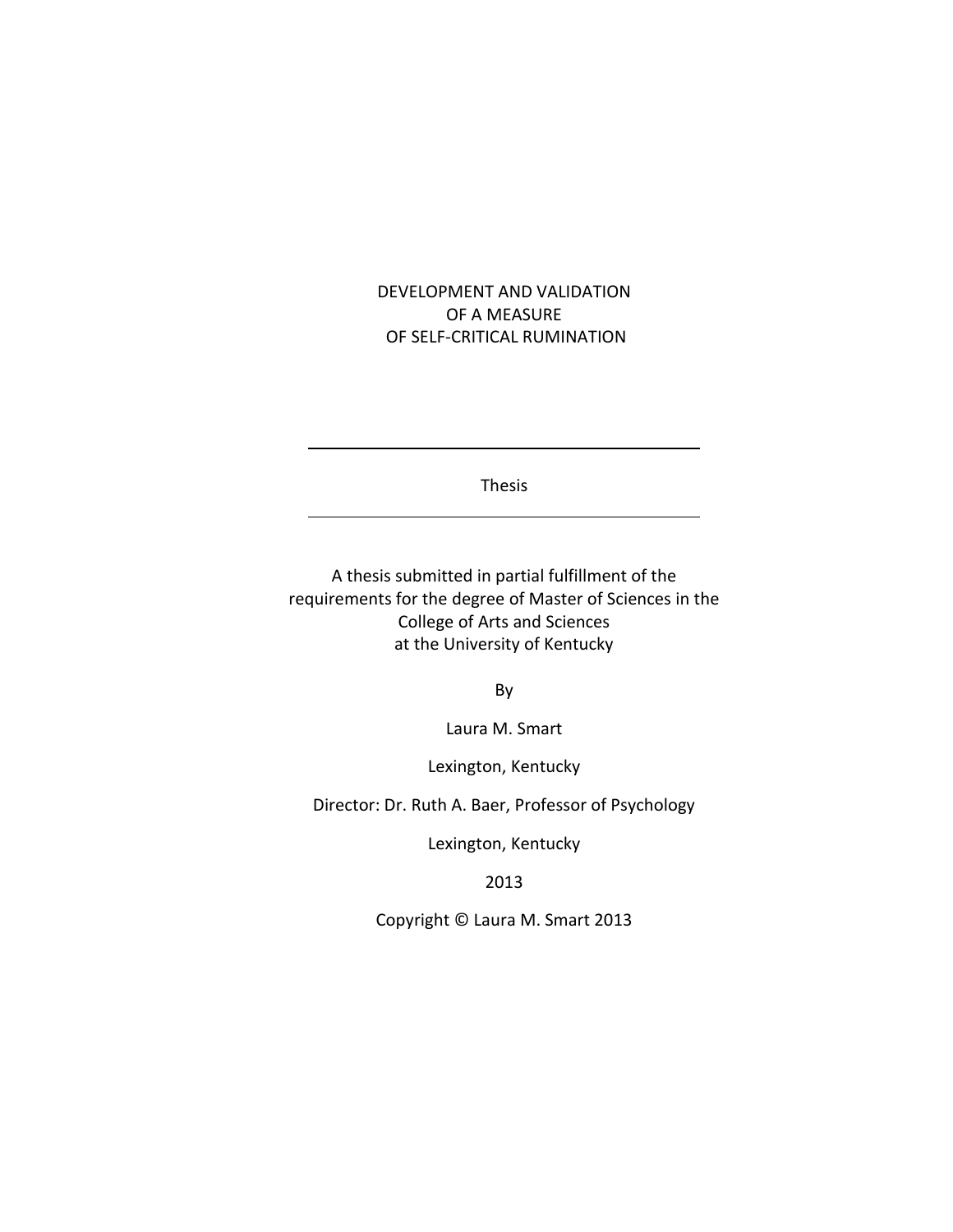# DEVELOPMENT AND VALIDATION OF A MEASURE OF SELF-CRITICAL RUMINATION

---

Thesis

---

A thesis submitted in partial fulfillment of the requirements for the degree of Master of Sciences in the College of Arts and Sciences at the University of Kentucky

By

Laura M. Smart

Lexington, Kentucky

Director: Dr. Ruth A. Baer, Professor of Psychology

Lexington, Kentucky

2013

Copyright © Laura M. Smart 2013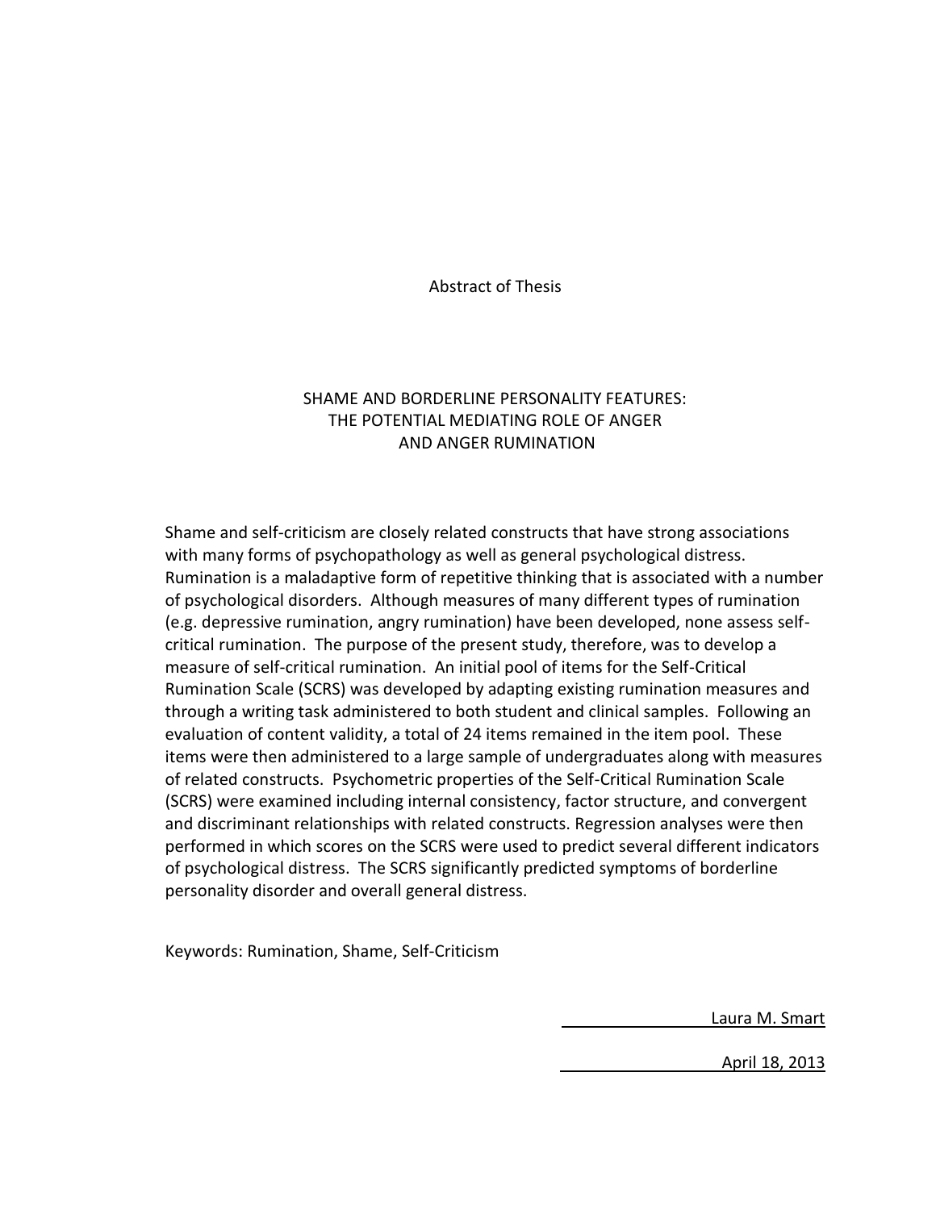Abstract of Thesis

## SHAME AND BORDERLINE PERSONALITY FEATURES: THE POTENTIAL MEDIATING ROLE OF ANGER AND ANGER RUMINATION

Shame and self-criticism are closely related constructs that have strong associations with many forms of psychopathology as well as general psychological distress. Rumination is a maladaptive form of repetitive thinking that is associated with a number of psychological disorders. Although measures of many different types of rumination (e.g. depressive rumination, angry rumination) have been developed, none assess self-critical rumination. The purpose of the present study, therefore, was to develop a measure of self-critical rumination. An initial pool of items for the Self-Critical Rumination Scale (SCRS) was developed by adapting existing rumination measures and through a writing task administered to both student and clinical samples. Following an evaluation of content validity, a total of 24 items remained in the item pool. These items were then administered to a large sample of undergraduates along with measures of related constructs. Psychometric properties of the Self-Critical Rumination Scale (SCRS) were examined including internal consistency, factor structure, and convergent and discriminant relationships with related constructs. Regression analyses were then performed in which scores on the SCRS were used to predict several different indicators of psychological distress. The SCRS significantly predicted symptoms of borderline personality disorder and overall general distress.

Keywords: Rumination, Shame, Self-Criticism

Laura M. Smart

April 18, 2013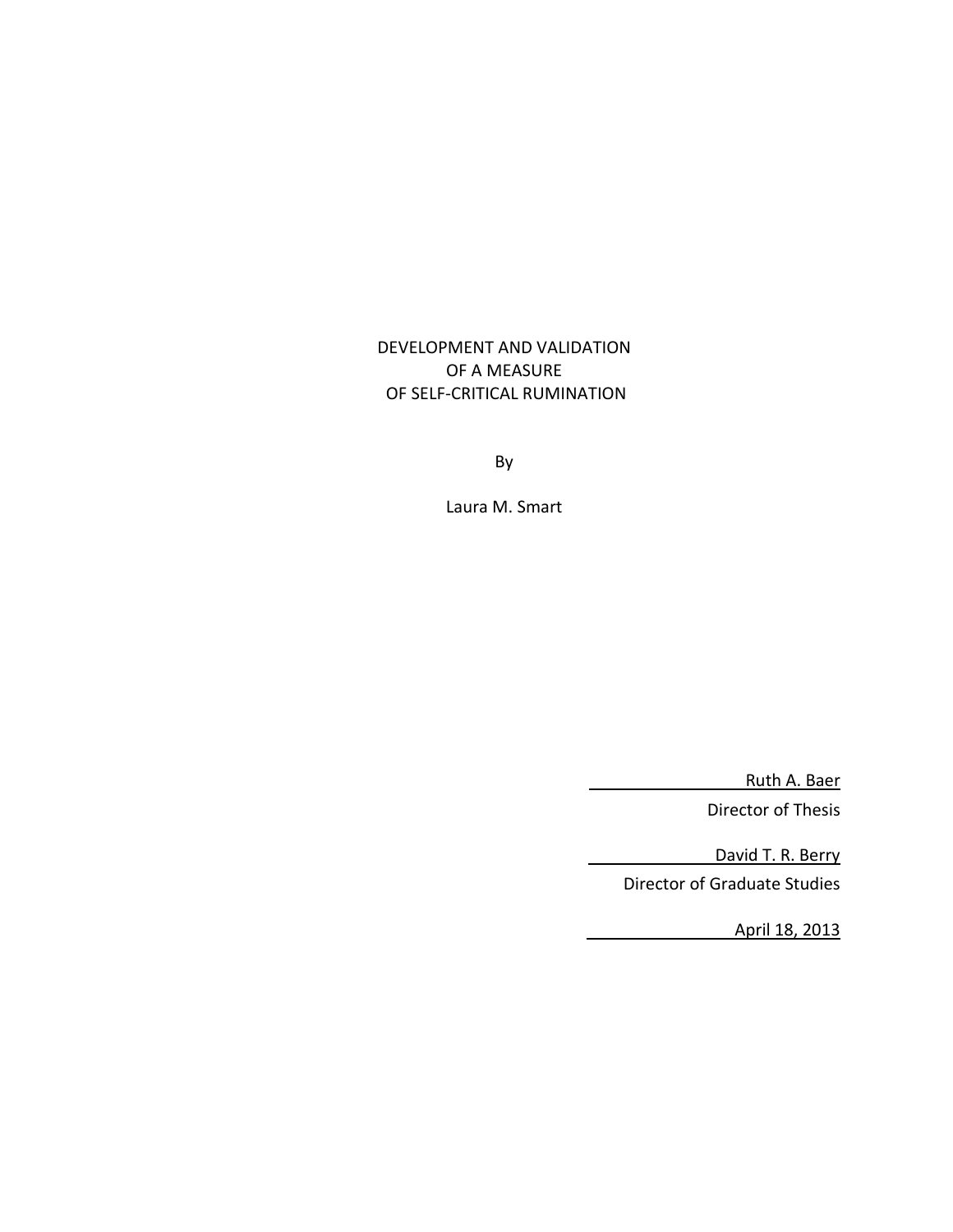DEVELOPMENT AND VALIDATION
OF A MEASURE
OF SELF-CRITICAL RUMINATION

By

Laura M. Smart

Ruth A. Baer
Director of Thesis

David T. R. Berry
Director of Graduate Studies

April 18, 2013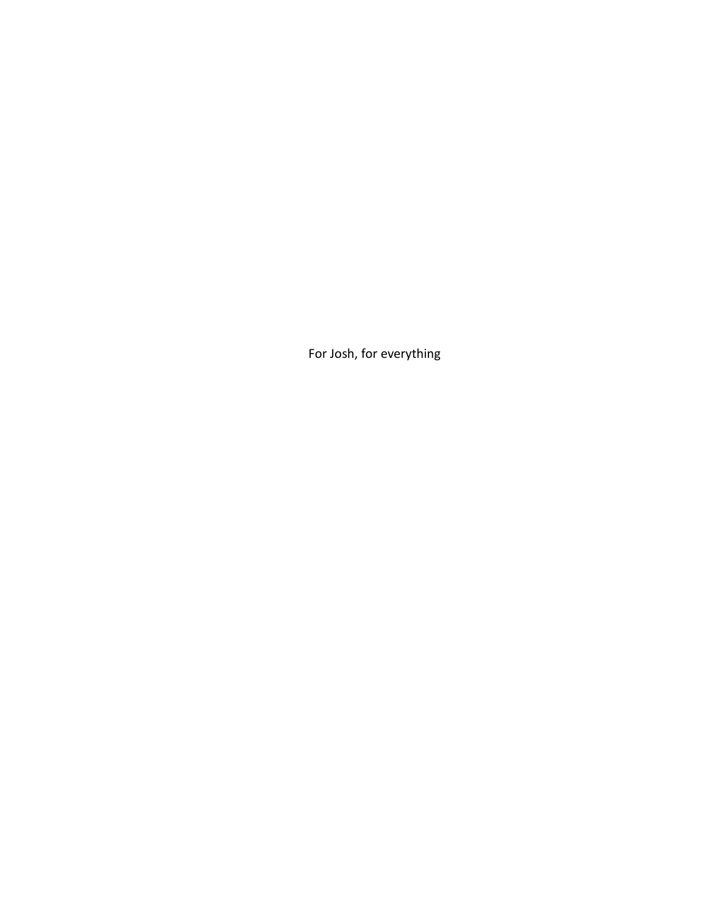For Josh, for everything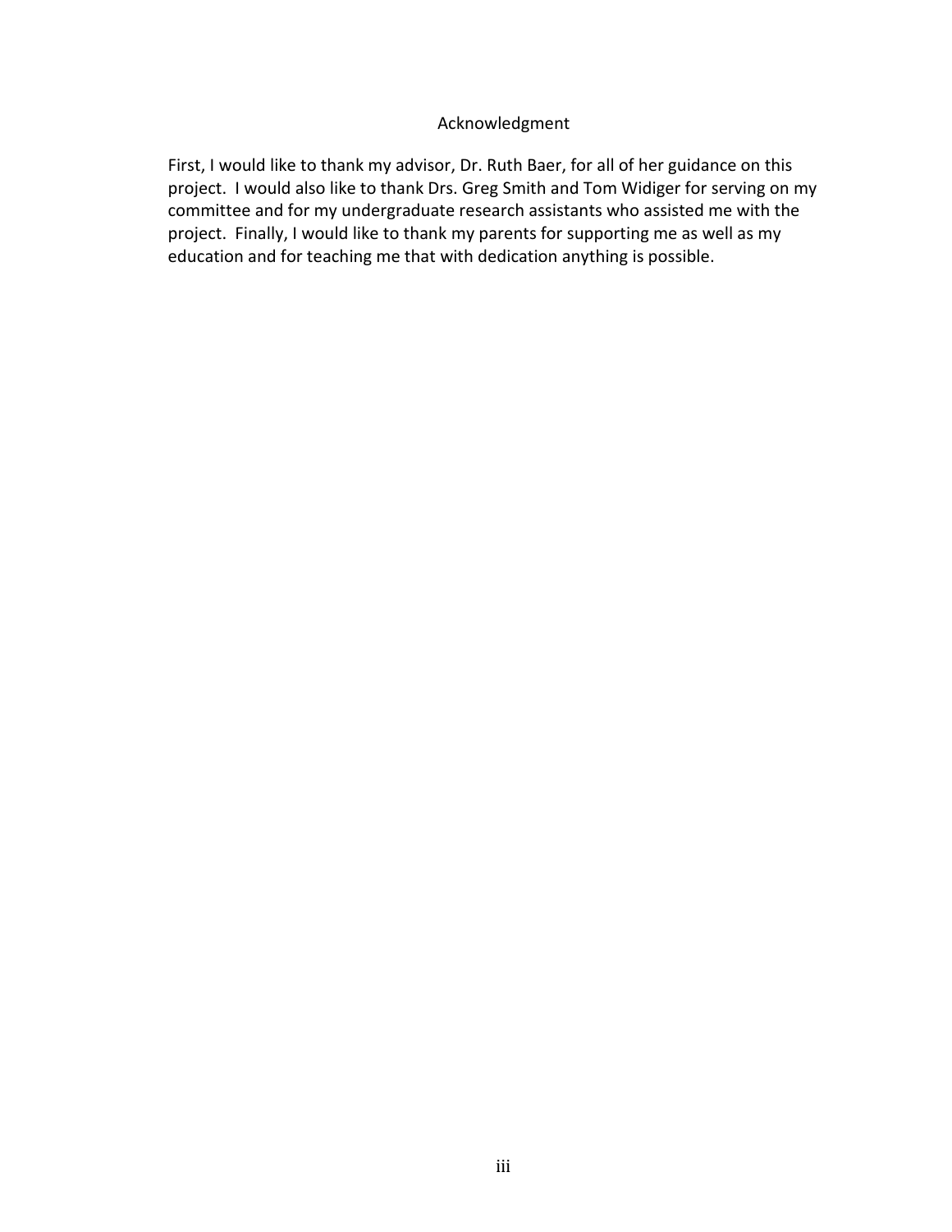# Acknowledgment

First, I would like to thank my advisor, Dr. Ruth Baer, for all of her guidance on this project. I would also like to thank Drs. Greg Smith and Tom Widiger for serving on my committee and for my undergraduate research assistants who assisted me with the project. Finally, I would like to thank my parents for supporting me as well as my education and for teaching me that with dedication anything is possible.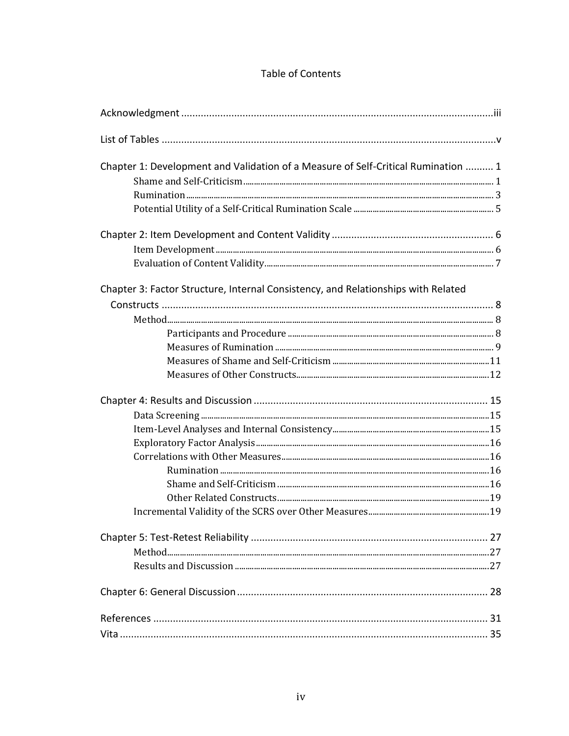# Table of Contents

Acknowledgment ............................................................................................................iii

List of Tables ..................................................................................................................v

Chapter 1: Development and Validation of a Measure of Self-Critical Rumination .......... 1
- Shame and Self-Criticism ............................................................................................ 1
- Rumination ................................................................................................................... 3
- Potential Utility of a Self-Critical Rumination Scale ................................................... 5

Chapter 2: Item Development and Content Validity ........................................................ 6
- Item Development ........................................................................................................ 6
- Evaluation of Content Validity ..................................................................................... 7

Chapter 3: Factor Structure, Internal Consistency, and Relationships with Related Constructs ........................................................................................................................ 8
- Method .......................................................................................................................... 8
  - Participants and Procedure ....................................................................................... 8
  - Measures of Rumination ............................................................................................ 9
  - Measures of Shame and Self-Criticism .................................................................... 11
  - Measures of Other Constructs .................................................................................. 12

Chapter 4: Results and Discussion ................................................................................... 15
- Data Screening ............................................................................................................. 15
- Item-Level Analyses and Internal Consistency ........................................................... 15
- Exploratory Factor Analysis ......................................................................................... 16
- Correlations with Other Measures ................................................................................ 16
  - Rumination ............................................................................................................... 16
  - Shame and Self-Criticism .......................................................................................... 16
  - Other Related Constructs ........................................................................................... 19
- Incremental Validity of the SCRS over Other Measures .............................................. 19

Chapter 5: Test-Retest Reliability .................................................................................... 27
- Method ......................................................................................................................... 27
- Results and Discussion ................................................................................................ 27

Chapter 6: General Discussion ......................................................................................... 28

References ........................................................................................................................ 31

Vita .................................................................................................................................. 35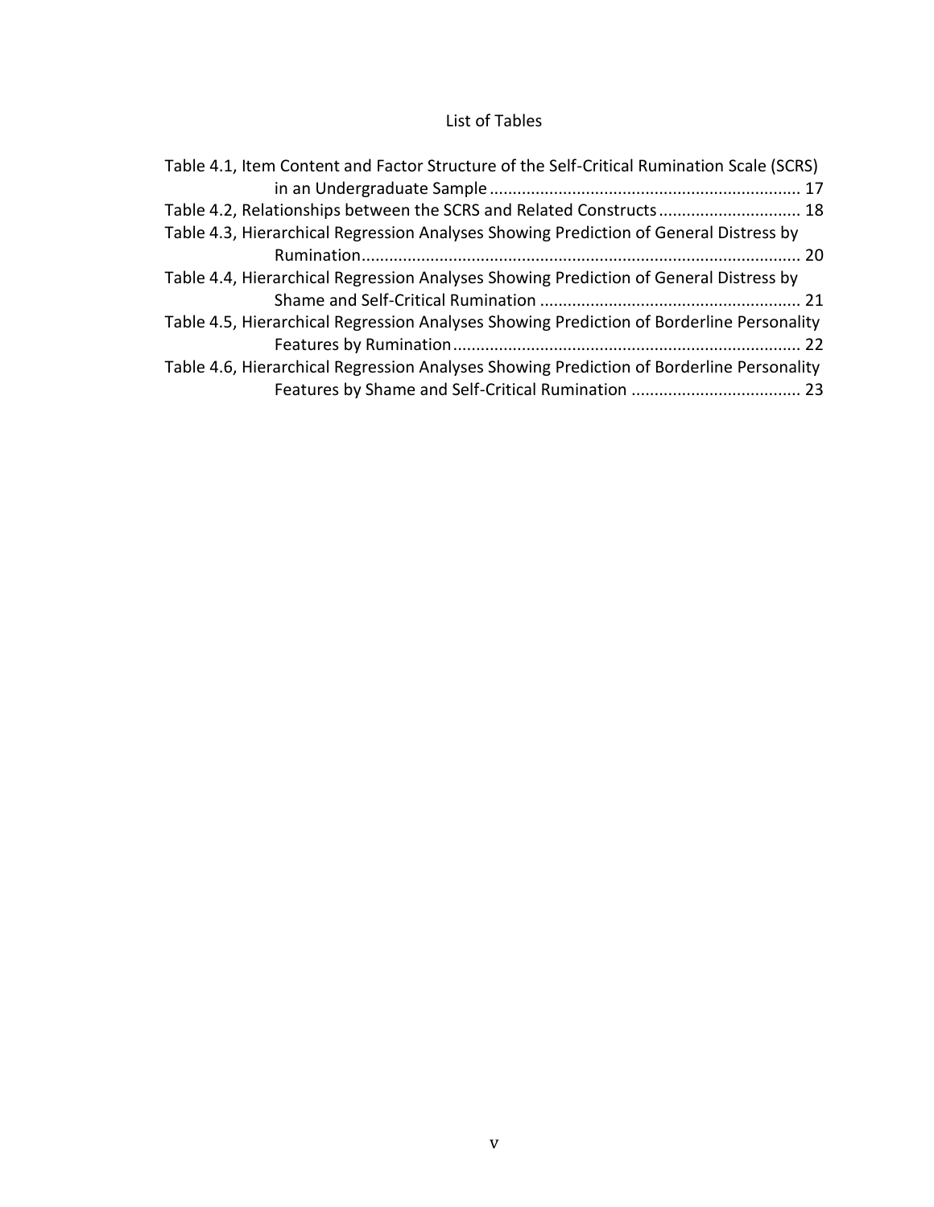# List of Tables

Table 4.1, Item Content and Factor Structure of the Self-Critical Rumination Scale (SCRS) in an Undergraduate Sample ... 17

Table 4.2, Relationships between the SCRS and Related Constructs ... 18

Table 4.3, Hierarchical Regression Analyses Showing Prediction of General Distress by Rumination ... 20

Table 4.4, Hierarchical Regression Analyses Showing Prediction of General Distress by Shame and Self-Critical Rumination ... 21

Table 4.5, Hierarchical Regression Analyses Showing Prediction of Borderline Personality Features by Rumination ... 22

Table 4.6, Hierarchical Regression Analyses Showing Prediction of Borderline Personality Features by Shame and Self-Critical Rumination ... 23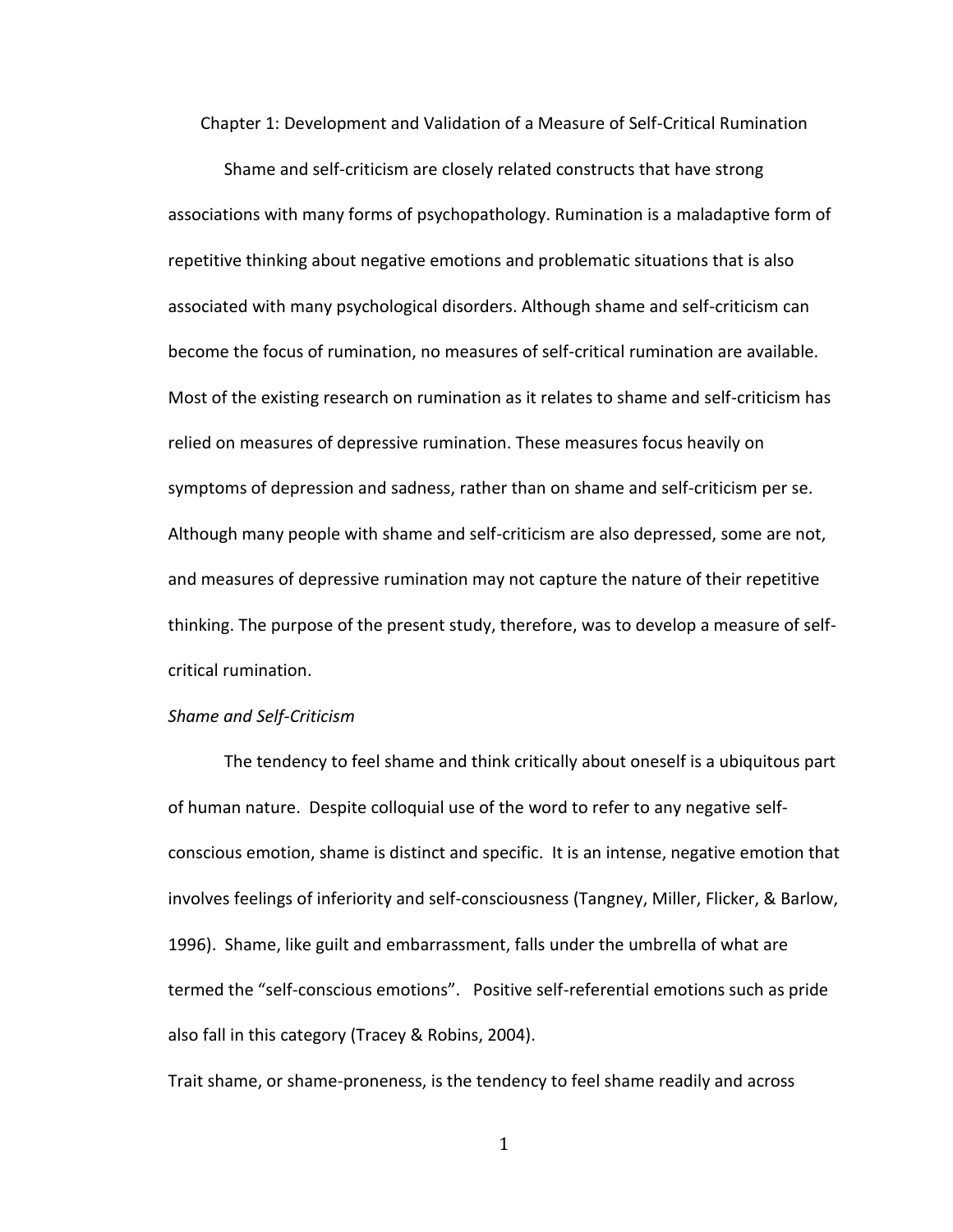# Chapter 1: Development and Validation of a Measure of Self-Critical Rumination

Shame and self-criticism are closely related constructs that have strong associations with many forms of psychopathology. Rumination is a maladaptive form of repetitive thinking about negative emotions and problematic situations that is also associated with many psychological disorders. Although shame and self-criticism can become the focus of rumination, no measures of self-critical rumination are available. Most of the existing research on rumination as it relates to shame and self-criticism has relied on measures of depressive rumination. These measures focus heavily on symptoms of depression and sadness, rather than on shame and self-criticism per se. Although many people with shame and self-criticism are also depressed, some are not, and measures of depressive rumination may not capture the nature of their repetitive thinking. The purpose of the present study, therefore, was to develop a measure of self-critical rumination.

*Shame and Self-Criticism*

The tendency to feel shame and think critically about oneself is a ubiquitous part of human nature. Despite colloquial use of the word to refer to any negative self-conscious emotion, shame is distinct and specific. It is an intense, negative emotion that involves feelings of inferiority and self-consciousness (Tangney, Miller, Flicker, & Barlow, 1996). Shame, like guilt and embarrassment, falls under the umbrella of what are termed the "self-conscious emotions". Positive self-referential emotions such as pride also fall in this category (Tracey & Robins, 2004).

Trait shame, or shame-proneness, is the tendency to feel shame readily and across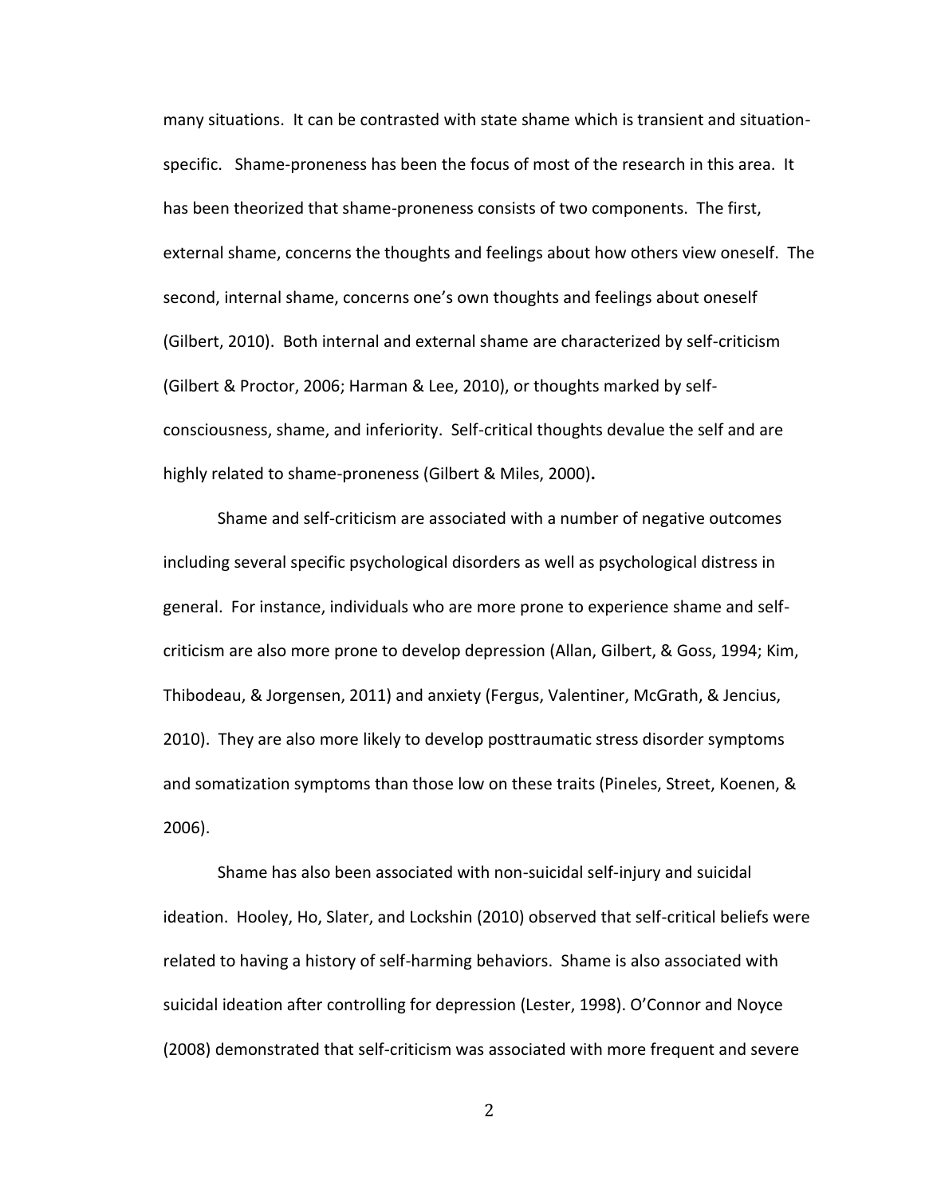many situations. It can be contrasted with state shame which is transient and situation-specific. Shame-proneness has been the focus of most of the research in this area. It has been theorized that shame-proneness consists of two components. The first, external shame, concerns the thoughts and feelings about how others view oneself. The second, internal shame, concerns one's own thoughts and feelings about oneself (Gilbert, 2010). Both internal and external shame are characterized by self-criticism (Gilbert & Proctor, 2006; Harman & Lee, 2010), or thoughts marked by self-consciousness, shame, and inferiority. Self-critical thoughts devalue the self and are highly related to shame-proneness (Gilbert & Miles, 2000).

Shame and self-criticism are associated with a number of negative outcomes including several specific psychological disorders as well as psychological distress in general. For instance, individuals who are more prone to experience shame and self-criticism are also more prone to develop depression (Allan, Gilbert, & Goss, 1994; Kim, Thibodeau, & Jorgensen, 2011) and anxiety (Fergus, Valentiner, McGrath, & Jencius, 2010). They are also more likely to develop posttraumatic stress disorder symptoms and somatization symptoms than those low on these traits (Pineles, Street, Koenen, & 2006).

Shame has also been associated with non-suicidal self-injury and suicidal ideation. Hooley, Ho, Slater, and Lockshin (2010) observed that self-critical beliefs were related to having a history of self-harming behaviors. Shame is also associated with suicidal ideation after controlling for depression (Lester, 1998). O'Connor and Noyce (2008) demonstrated that self-criticism was associated with more frequent and severe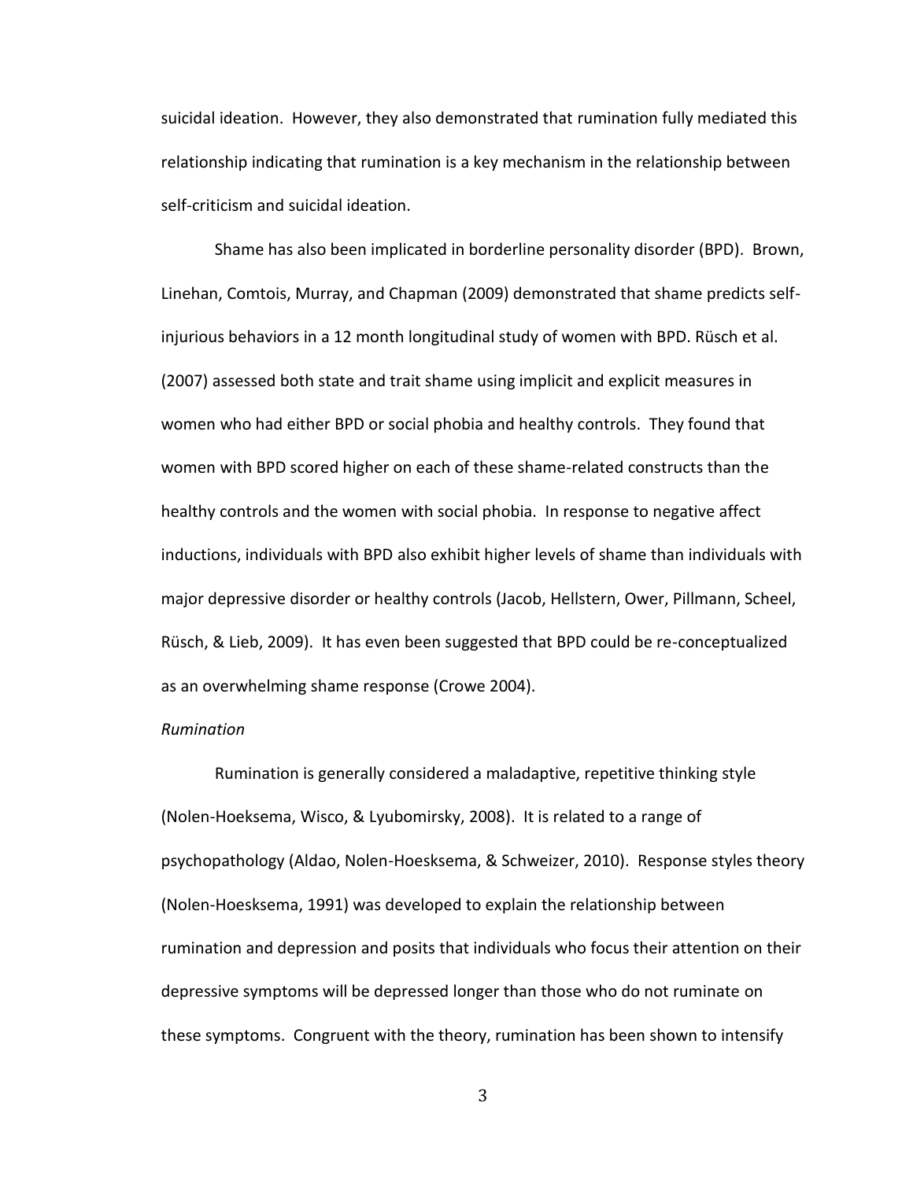suicidal ideation. However, they also demonstrated that rumination fully mediated this relationship indicating that rumination is a key mechanism in the relationship between self-criticism and suicidal ideation.

Shame has also been implicated in borderline personality disorder (BPD). Brown, Linehan, Comtois, Murray, and Chapman (2009) demonstrated that shame predicts self-injurious behaviors in a 12 month longitudinal study of women with BPD. Rüsch et al. (2007) assessed both state and trait shame using implicit and explicit measures in women who had either BPD or social phobia and healthy controls. They found that women with BPD scored higher on each of these shame-related constructs than the healthy controls and the women with social phobia. In response to negative affect inductions, individuals with BPD also exhibit higher levels of shame than individuals with major depressive disorder or healthy controls (Jacob, Hellstern, Ower, Pillmann, Scheel, Rüsch, & Lieb, 2009). It has even been suggested that BPD could be re-conceptualized as an overwhelming shame response (Crowe 2004).

*Rumination*

Rumination is generally considered a maladaptive, repetitive thinking style (Nolen-Hoeksema, Wisco, & Lyubomirsky, 2008). It is related to a range of psychopathology (Aldao, Nolen-Hoesksema, & Schweizer, 2010). Response styles theory (Nolen-Hoesksema, 1991) was developed to explain the relationship between rumination and depression and posits that individuals who focus their attention on their depressive symptoms will be depressed longer than those who do not ruminate on these symptoms. Congruent with the theory, rumination has been shown to intensify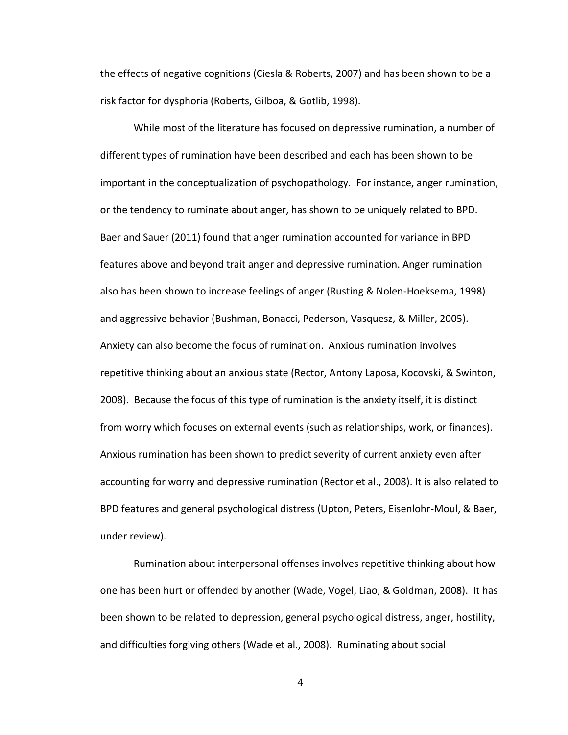the effects of negative cognitions (Ciesla & Roberts, 2007) and has been shown to be a risk factor for dysphoria (Roberts, Gilboa, & Gotlib, 1998).

While most of the literature has focused on depressive rumination, a number of different types of rumination have been described and each has been shown to be important in the conceptualization of psychopathology. For instance, anger rumination, or the tendency to ruminate about anger, has shown to be uniquely related to BPD. Baer and Sauer (2011) found that anger rumination accounted for variance in BPD features above and beyond trait anger and depressive rumination. Anger rumination also has been shown to increase feelings of anger (Rusting & Nolen-Hoeksema, 1998) and aggressive behavior (Bushman, Bonacci, Pederson, Vasquesz, & Miller, 2005). Anxiety can also become the focus of rumination. Anxious rumination involves repetitive thinking about an anxious state (Rector, Antony Laposa, Kocovski, & Swinton, 2008). Because the focus of this type of rumination is the anxiety itself, it is distinct from worry which focuses on external events (such as relationships, work, or finances). Anxious rumination has been shown to predict severity of current anxiety even after accounting for worry and depressive rumination (Rector et al., 2008). It is also related to BPD features and general psychological distress (Upton, Peters, Eisenlohr-Moul, & Baer, under review).

Rumination about interpersonal offenses involves repetitive thinking about how one has been hurt or offended by another (Wade, Vogel, Liao, & Goldman, 2008). It has been shown to be related to depression, general psychological distress, anger, hostility, and difficulties forgiving others (Wade et al., 2008). Ruminating about social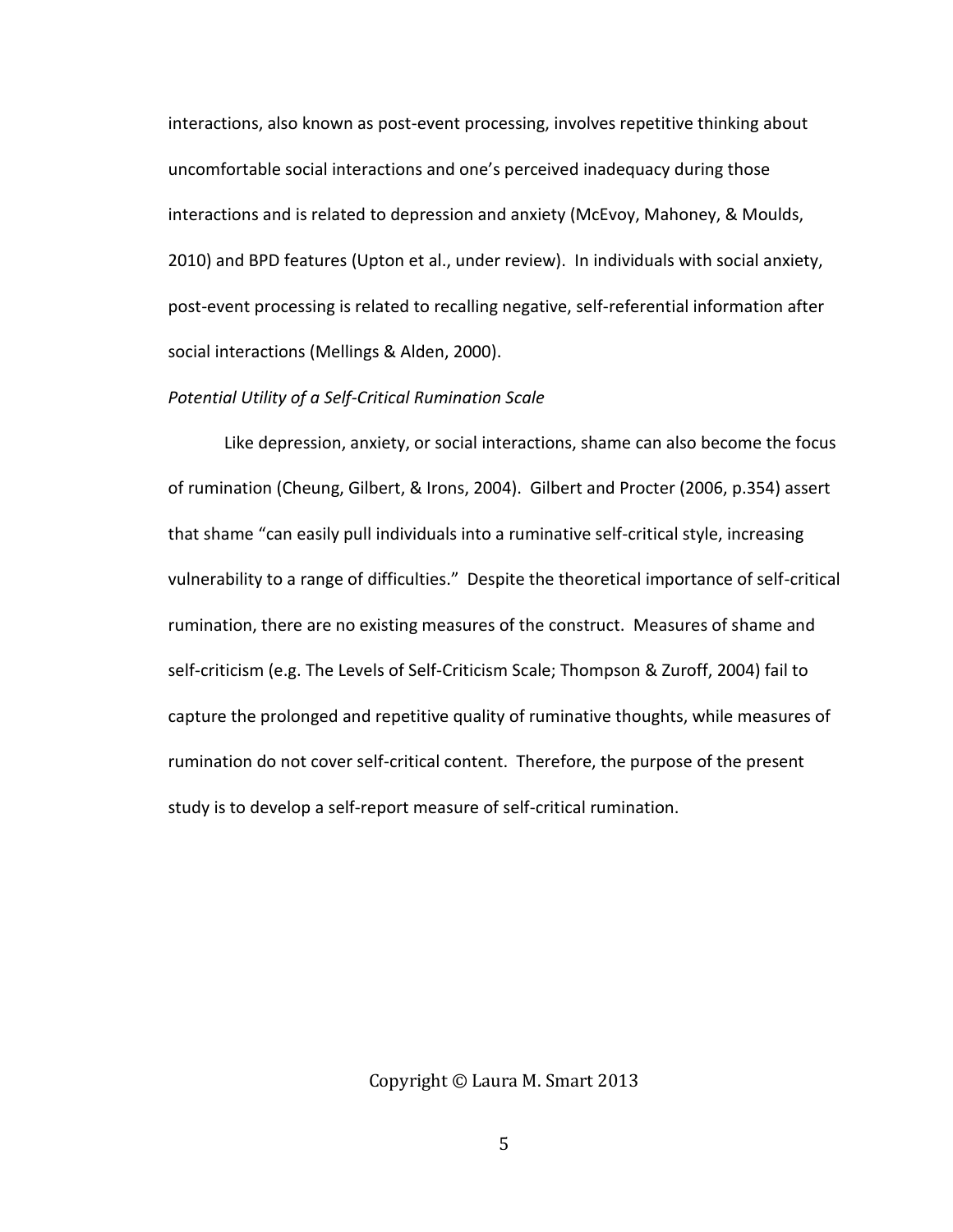interactions, also known as post-event processing, involves repetitive thinking about uncomfortable social interactions and one's perceived inadequacy during those interactions and is related to depression and anxiety (McEvoy, Mahoney, & Moulds, 2010) and BPD features (Upton et al., under review). In individuals with social anxiety, post-event processing is related to recalling negative, self-referential information after social interactions (Mellings & Alden, 2000).

*Potential Utility of a Self-Critical Rumination Scale*

Like depression, anxiety, or social interactions, shame can also become the focus of rumination (Cheung, Gilbert, & Irons, 2004). Gilbert and Procter (2006, p.354) assert that shame "can easily pull individuals into a ruminative self-critical style, increasing vulnerability to a range of difficulties." Despite the theoretical importance of self-critical rumination, there are no existing measures of the construct. Measures of shame and self-criticism (e.g. The Levels of Self-Criticism Scale; Thompson & Zuroff, 2004) fail to capture the prolonged and repetitive quality of ruminative thoughts, while measures of rumination do not cover self-critical content. Therefore, the purpose of the present study is to develop a self-report measure of self-critical rumination.

Copyright © Laura M. Smart 2013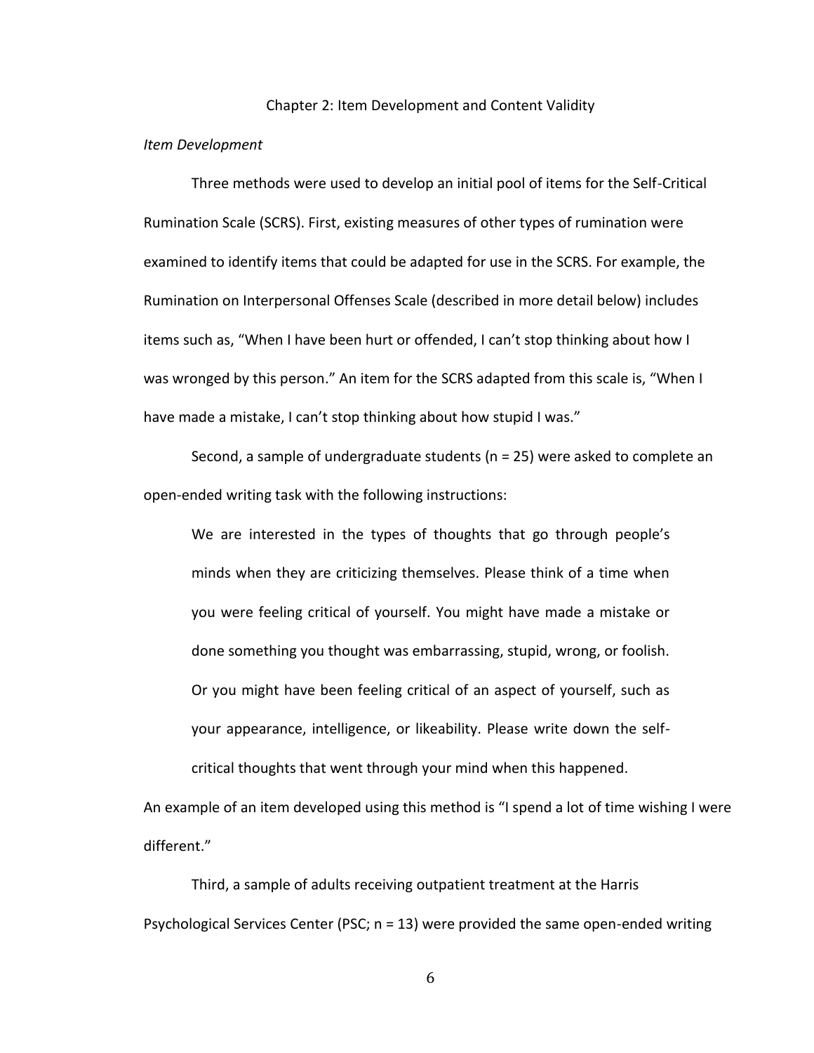## Chapter 2: Item Development and Content Validity

*Item Development*

Three methods were used to develop an initial pool of items for the Self-Critical Rumination Scale (SCRS). First, existing measures of other types of rumination were examined to identify items that could be adapted for use in the SCRS. For example, the Rumination on Interpersonal Offenses Scale (described in more detail below) includes items such as, "When I have been hurt or offended, I can't stop thinking about how I was wronged by this person." An item for the SCRS adapted from this scale is, "When I have made a mistake, I can't stop thinking about how stupid I was."

Second, a sample of undergraduate students (n = 25) were asked to complete an open-ended writing task with the following instructions:

> We are interested in the types of thoughts that go through people's minds when they are criticizing themselves. Please think of a time when you were feeling critical of yourself. You might have made a mistake or done something you thought was embarrassing, stupid, wrong, or foolish. Or you might have been feeling critical of an aspect of yourself, such as your appearance, intelligence, or likeability. Please write down the self-critical thoughts that went through your mind when this happened.

An example of an item developed using this method is "I spend a lot of time wishing I were different."

Third, a sample of adults receiving outpatient treatment at the Harris Psychological Services Center (PSC; n = 13) were provided the same open-ended writing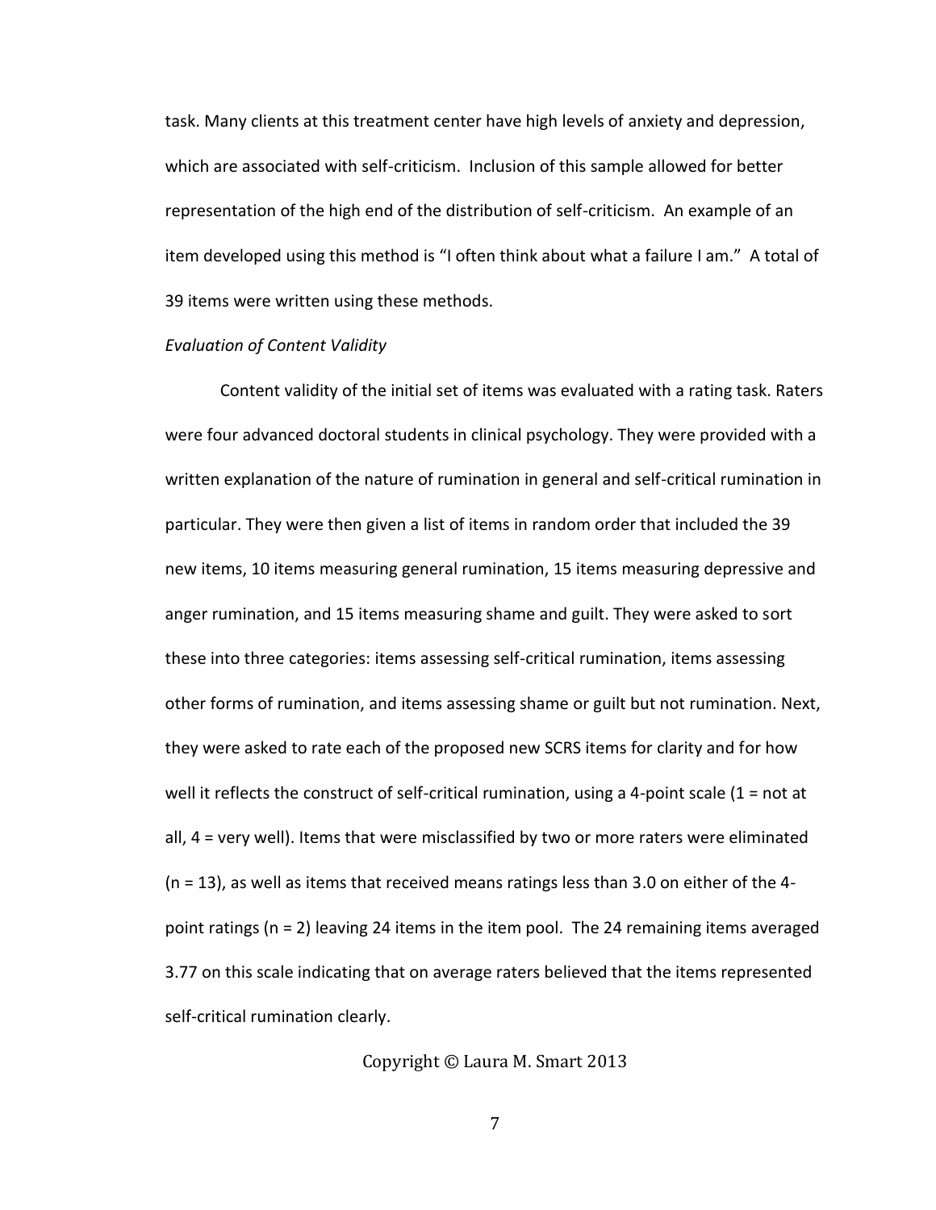task. Many clients at this treatment center have high levels of anxiety and depression, which are associated with self-criticism. Inclusion of this sample allowed for better representation of the high end of the distribution of self-criticism. An example of an item developed using this method is "I often think about what a failure I am." A total of 39 items were written using these methods.

*Evaluation of Content Validity*

Content validity of the initial set of items was evaluated with a rating task. Raters were four advanced doctoral students in clinical psychology. They were provided with a written explanation of the nature of rumination in general and self-critical rumination in particular. They were then given a list of items in random order that included the 39 new items, 10 items measuring general rumination, 15 items measuring depressive and anger rumination, and 15 items measuring shame and guilt. They were asked to sort these into three categories: items assessing self-critical rumination, items assessing other forms of rumination, and items assessing shame or guilt but not rumination. Next, they were asked to rate each of the proposed new SCRS items for clarity and for how well it reflects the construct of self-critical rumination, using a 4-point scale (1 = not at all, 4 = very well). Items that were misclassified by two or more raters were eliminated (n = 13), as well as items that received means ratings less than 3.0 on either of the 4-point ratings (n = 2) leaving 24 items in the item pool. The 24 remaining items averaged 3.77 on this scale indicating that on average raters believed that the items represented self-critical rumination clearly.

Copyright © Laura M. Smart 2013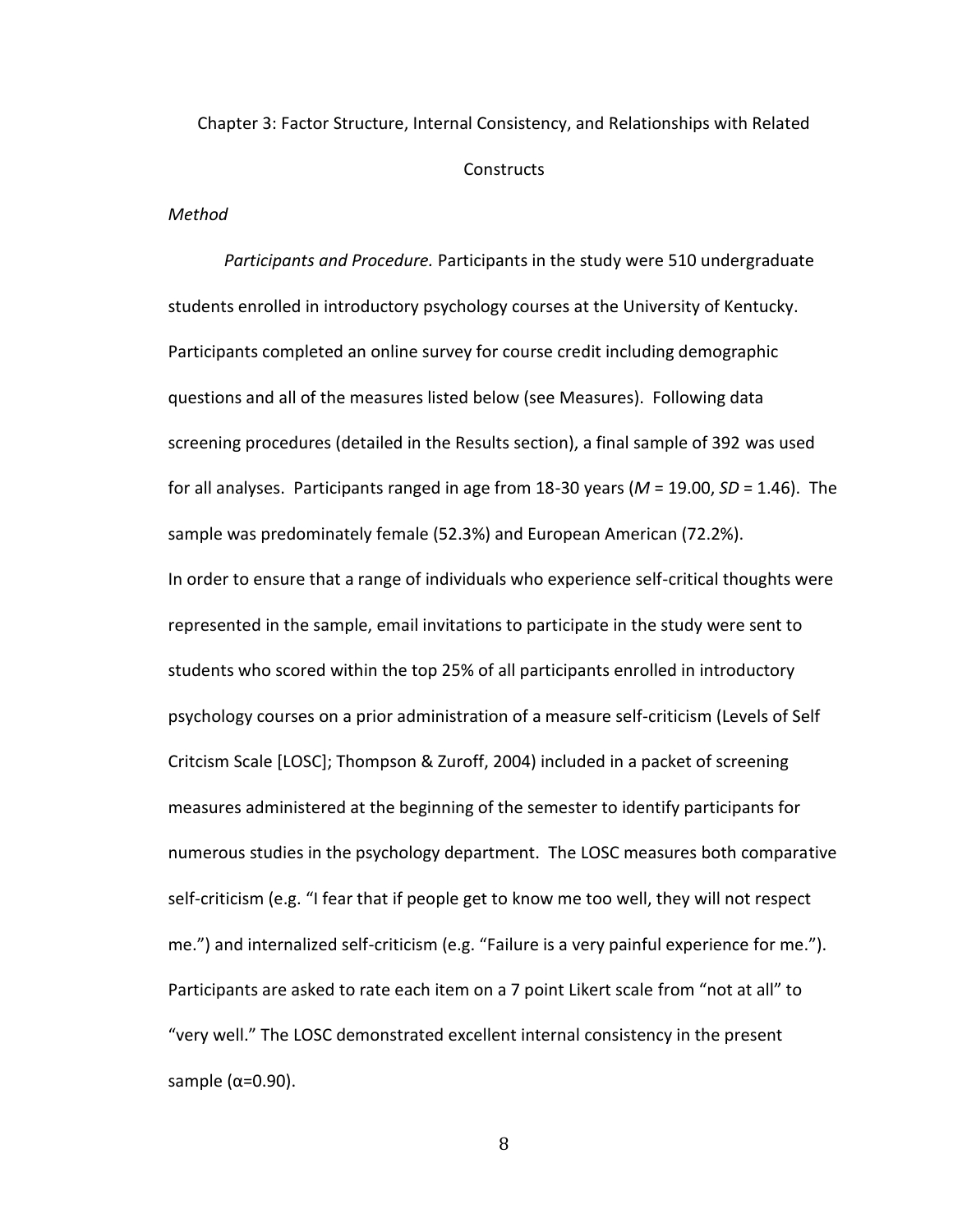## Chapter 3: Factor Structure, Internal Consistency, and Relationships with Related Constructs

### *Method*

*Participants and Procedure.* Participants in the study were 510 undergraduate students enrolled in introductory psychology courses at the University of Kentucky. Participants completed an online survey for course credit including demographic questions and all of the measures listed below (see Measures). Following data screening procedures (detailed in the Results section), a final sample of 392 was used for all analyses. Participants ranged in age from 18-30 years ($M$ = 19.00, $SD$ = 1.46). The sample was predominately female (52.3%) and European American (72.2%).

In order to ensure that a range of individuals who experience self-critical thoughts were represented in the sample, email invitations to participate in the study were sent to students who scored within the top 25% of all participants enrolled in introductory psychology courses on a prior administration of a measure self-criticism (Levels of Self Critcism Scale [LOSC]; Thompson & Zuroff, 2004) included in a packet of screening measures administered at the beginning of the semester to identify participants for numerous studies in the psychology department. The LOSC measures both comparative self-criticism (e.g. "I fear that if people get to know me too well, they will not respect me.") and internalized self-criticism (e.g. "Failure is a very painful experience for me."). Participants are asked to rate each item on a 7 point Likert scale from "not at all" to "very well." The LOSC demonstrated excellent internal consistency in the present sample ($\alpha$=0.90).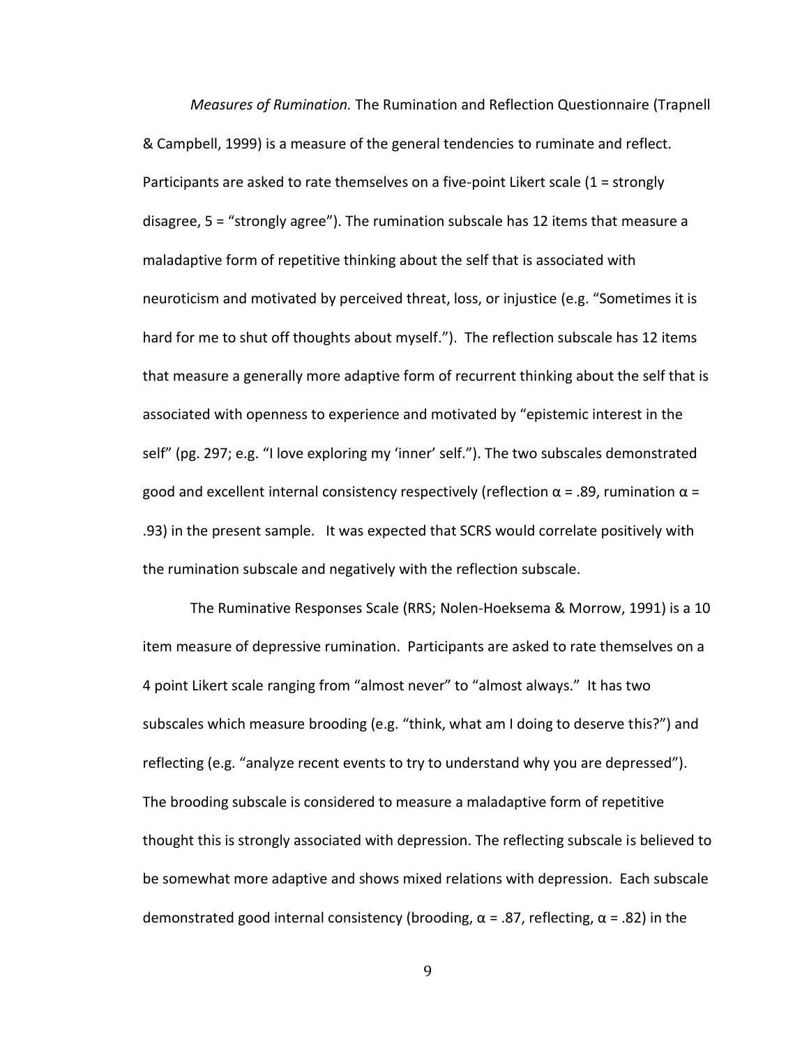*Measures of Rumination.* The Rumination and Reflection Questionnaire (Trapnell & Campbell, 1999) is a measure of the general tendencies to ruminate and reflect. Participants are asked to rate themselves on a five-point Likert scale (1 = strongly disagree, 5 = “strongly agree”). The rumination subscale has 12 items that measure a maladaptive form of repetitive thinking about the self that is associated with neuroticism and motivated by perceived threat, loss, or injustice (e.g. “Sometimes it is hard for me to shut off thoughts about myself.”). The reflection subscale has 12 items that measure a generally more adaptive form of recurrent thinking about the self that is associated with openness to experience and motivated by “epistemic interest in the self” (pg. 297; e.g. “I love exploring my ‘inner’ self.”). The two subscales demonstrated good and excellent internal consistency respectively (reflection $\alpha$ = .89, rumination $\alpha$ = .93) in the present sample. It was expected that SCRS would correlate positively with the rumination subscale and negatively with the reflection subscale.

The Ruminative Responses Scale (RRS; Nolen-Hoeksema & Morrow, 1991) is a 10 item measure of depressive rumination. Participants are asked to rate themselves on a 4 point Likert scale ranging from “almost never” to “almost always.” It has two subscales which measure brooding (e.g. “think, what am I doing to deserve this?”) and reflecting (e.g. “analyze recent events to try to understand why you are depressed”). The brooding subscale is considered to measure a maladaptive form of repetitive thought this is strongly associated with depression. The reflecting subscale is believed to be somewhat more adaptive and shows mixed relations with depression. Each subscale demonstrated good internal consistency (brooding, $\alpha$ = .87, reflecting, $\alpha$ = .82) in the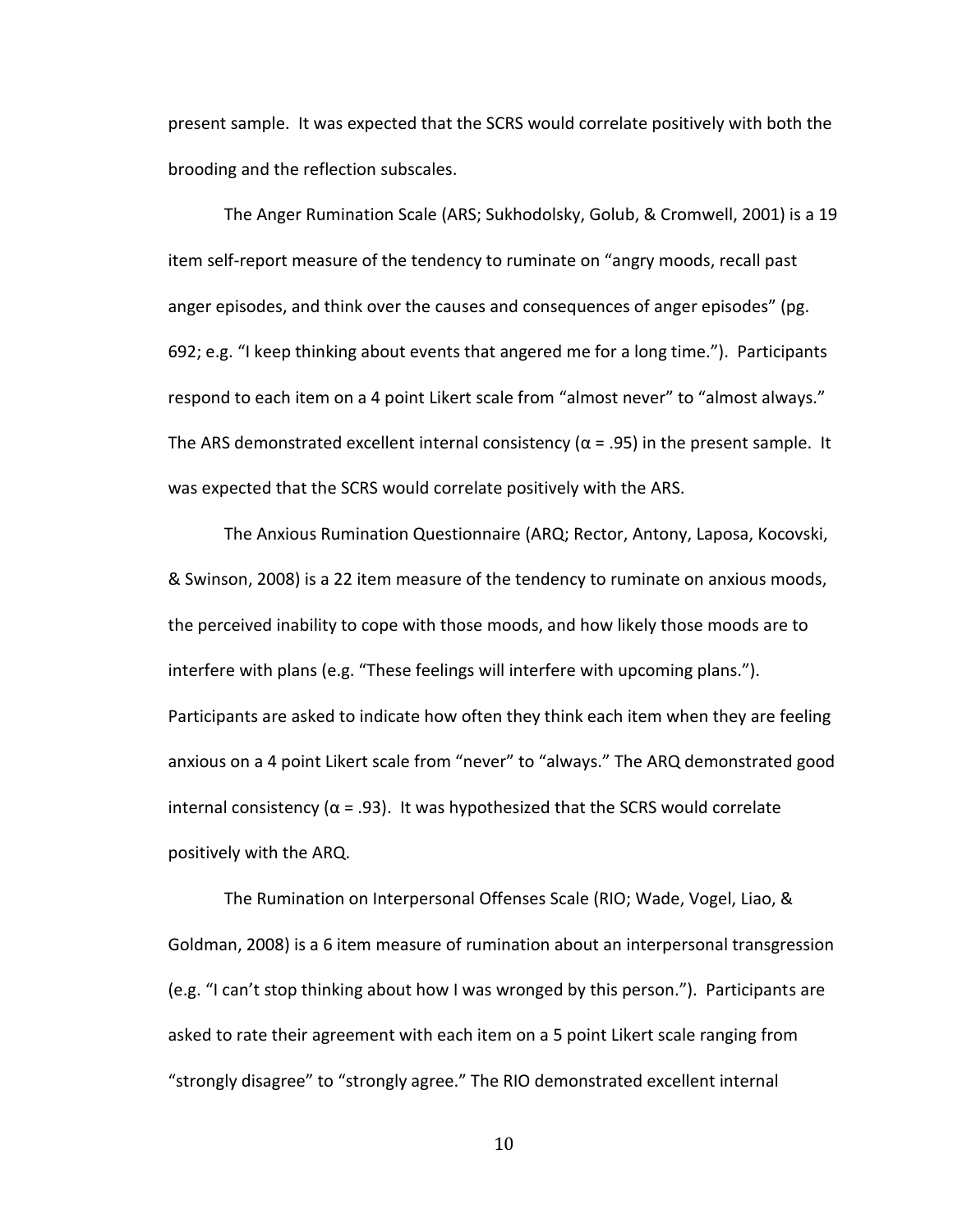present sample. It was expected that the SCRS would correlate positively with both the brooding and the reflection subscales.

The Anger Rumination Scale (ARS; Sukhodolsky, Golub, & Cromwell, 2001) is a 19 item self-report measure of the tendency to ruminate on “angry moods, recall past anger episodes, and think over the causes and consequences of anger episodes” (pg. 692; e.g. “I keep thinking about events that angered me for a long time.”). Participants respond to each item on a 4 point Likert scale from “almost never” to “almost always.” The ARS demonstrated excellent internal consistency ($\alpha$ = .95) in the present sample. It was expected that the SCRS would correlate positively with the ARS.

The Anxious Rumination Questionnaire (ARQ; Rector, Antony, Laposa, Kocovski, & Swinson, 2008) is a 22 item measure of the tendency to ruminate on anxious moods, the perceived inability to cope with those moods, and how likely those moods are to interfere with plans (e.g. “These feelings will interfere with upcoming plans.”). Participants are asked to indicate how often they think each item when they are feeling anxious on a 4 point Likert scale from “never” to “always.” The ARQ demonstrated good internal consistency ($\alpha$ = .93). It was hypothesized that the SCRS would correlate positively with the ARQ.

The Rumination on Interpersonal Offenses Scale (RIO; Wade, Vogel, Liao, & Goldman, 2008) is a 6 item measure of rumination about an interpersonal transgression (e.g. “I can’t stop thinking about how I was wronged by this person.”). Participants are asked to rate their agreement with each item on a 5 point Likert scale ranging from “strongly disagree” to “strongly agree.” The RIO demonstrated excellent internal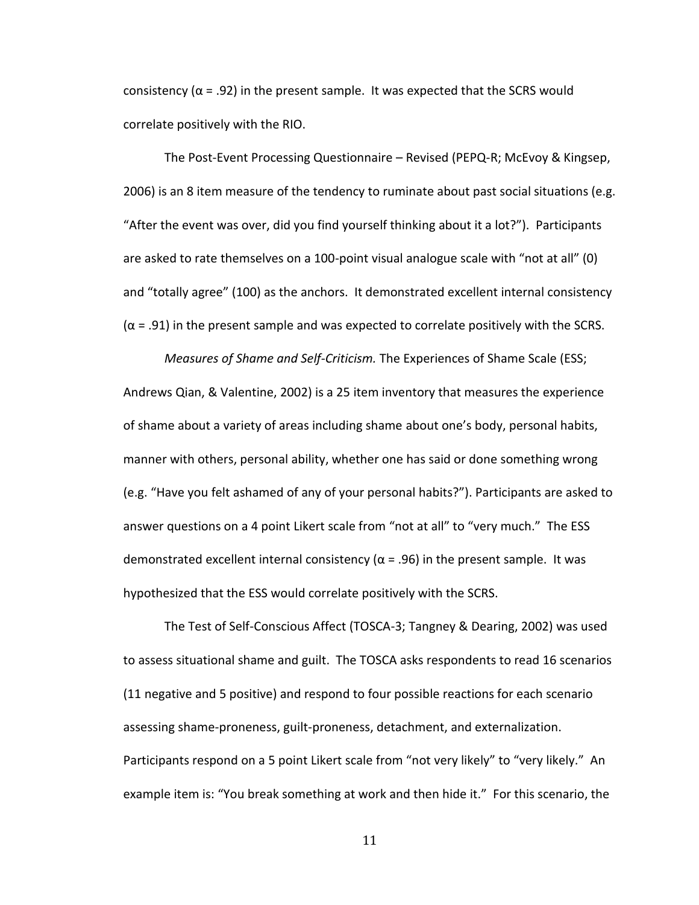consistency ($\alpha$ = .92) in the present sample. It was expected that the SCRS would correlate positively with the RIO.

The Post-Event Processing Questionnaire – Revised (PEPQ-R; McEvoy & Kingsep, 2006) is an 8 item measure of the tendency to ruminate about past social situations (e.g. "After the event was over, did you find yourself thinking about it a lot?"). Participants are asked to rate themselves on a 100-point visual analogue scale with "not at all" (0) and "totally agree" (100) as the anchors. It demonstrated excellent internal consistency ($\alpha$ = .91) in the present sample and was expected to correlate positively with the SCRS.

*Measures of Shame and Self-Criticism.* The Experiences of Shame Scale (ESS; Andrews Qian, & Valentine, 2002) is a 25 item inventory that measures the experience of shame about a variety of areas including shame about one's body, personal habits, manner with others, personal ability, whether one has said or done something wrong (e.g. "Have you felt ashamed of any of your personal habits?"). Participants are asked to answer questions on a 4 point Likert scale from "not at all" to "very much." The ESS demonstrated excellent internal consistency ($\alpha$ = .96) in the present sample. It was hypothesized that the ESS would correlate positively with the SCRS.

The Test of Self-Conscious Affect (TOSCA-3; Tangney & Dearing, 2002) was used to assess situational shame and guilt. The TOSCA asks respondents to read 16 scenarios (11 negative and 5 positive) and respond to four possible reactions for each scenario assessing shame-proneness, guilt-proneness, detachment, and externalization. Participants respond on a 5 point Likert scale from "not very likely" to "very likely." An example item is: "You break something at work and then hide it." For this scenario, the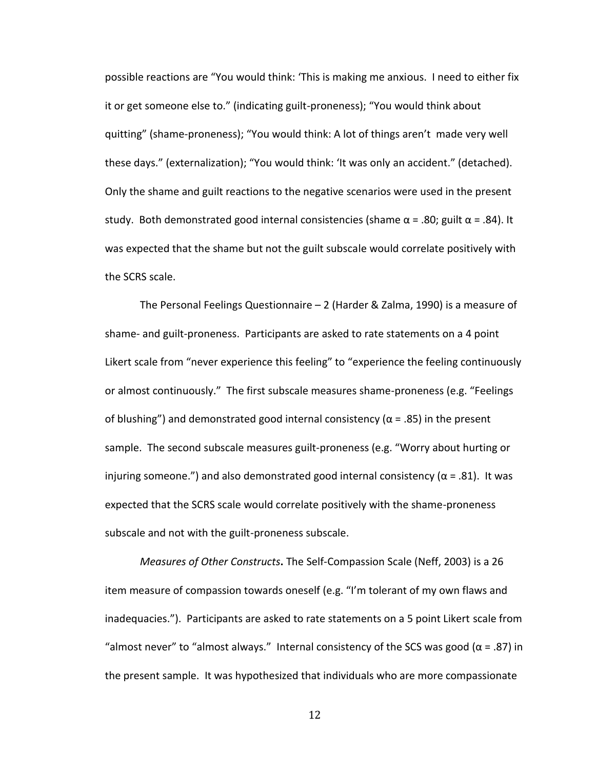possible reactions are "You would think: 'This is making me anxious. I need to either fix it or get someone else to." (indicating guilt-proneness); "You would think about quitting" (shame-proneness); "You would think: A lot of things aren't made very well these days." (externalization); "You would think: 'It was only an accident." (detached). Only the shame and guilt reactions to the negative scenarios were used in the present study. Both demonstrated good internal consistencies (shame $\alpha = .80$; guilt $\alpha = .84$). It was expected that the shame but not the guilt subscale would correlate positively with the SCRS scale.

The Personal Feelings Questionnaire – 2 (Harder & Zalma, 1990) is a measure of shame- and guilt-proneness. Participants are asked to rate statements on a 4 point Likert scale from "never experience this feeling" to "experience the feeling continuously or almost continuously." The first subscale measures shame-proneness (e.g. "Feelings of blushing") and demonstrated good internal consistency ($\alpha = .85$) in the present sample. The second subscale measures guilt-proneness (e.g. "Worry about hurting or injuring someone.") and also demonstrated good internal consistency ($\alpha = .81$). It was expected that the SCRS scale would correlate positively with the shame-proneness subscale and not with the guilt-proneness subscale.

*Measures of Other Constructs***.** The Self-Compassion Scale (Neff, 2003) is a 26 item measure of compassion towards oneself (e.g. "I'm tolerant of my own flaws and inadequacies."). Participants are asked to rate statements on a 5 point Likert scale from "almost never" to "almost always." Internal consistency of the SCS was good ($\alpha = .87$) in the present sample. It was hypothesized that individuals who are more compassionate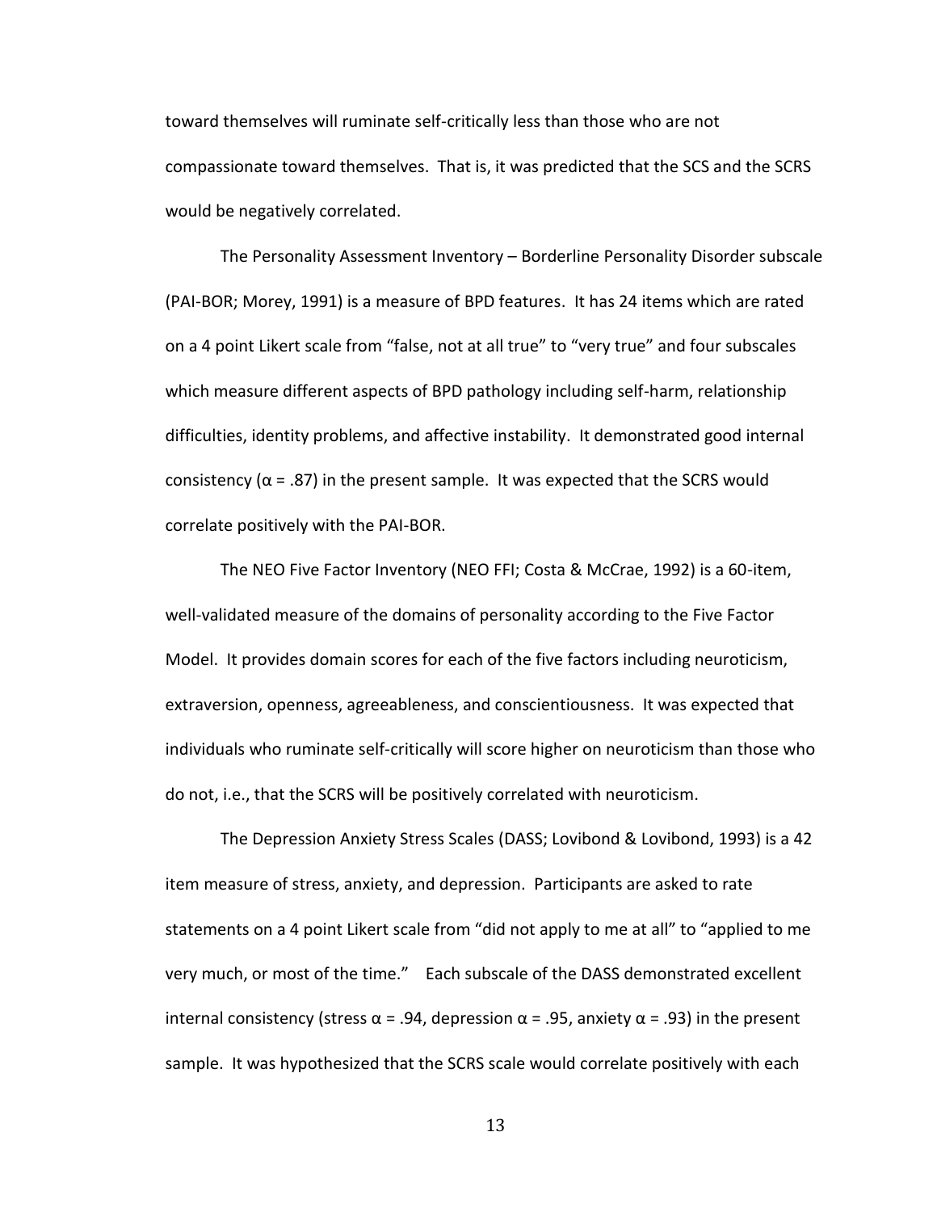toward themselves will ruminate self-critically less than those who are not compassionate toward themselves. That is, it was predicted that the SCS and the SCRS would be negatively correlated.

The Personality Assessment Inventory – Borderline Personality Disorder subscale (PAI-BOR; Morey, 1991) is a measure of BPD features. It has 24 items which are rated on a 4 point Likert scale from "false, not at all true" to "very true" and four subscales which measure different aspects of BPD pathology including self-harm, relationship difficulties, identity problems, and affective instability. It demonstrated good internal consistency ($\alpha = .87$) in the present sample. It was expected that the SCRS would correlate positively with the PAI-BOR.

The NEO Five Factor Inventory (NEO FFI; Costa & McCrae, 1992) is a 60-item, well-validated measure of the domains of personality according to the Five Factor Model. It provides domain scores for each of the five factors including neuroticism, extraversion, openness, agreeableness, and conscientiousness. It was expected that individuals who ruminate self-critically will score higher on neuroticism than those who do not, i.e., that the SCRS will be positively correlated with neuroticism.

The Depression Anxiety Stress Scales (DASS; Lovibond & Lovibond, 1993) is a 42 item measure of stress, anxiety, and depression. Participants are asked to rate statements on a 4 point Likert scale from "did not apply to me at all" to "applied to me very much, or most of the time." Each subscale of the DASS demonstrated excellent internal consistency (stress $\alpha = .94$, depression $\alpha = .95$, anxiety $\alpha = .93$) in the present sample. It was hypothesized that the SCRS scale would correlate positively with each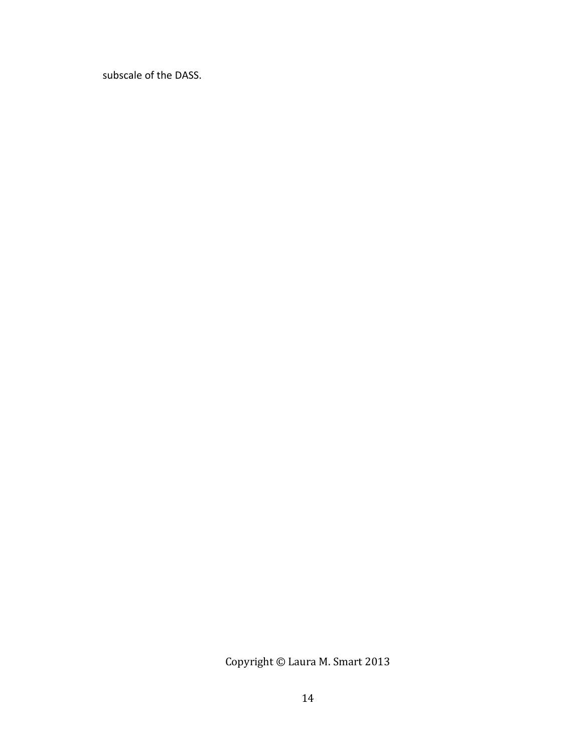subscale of the DASS.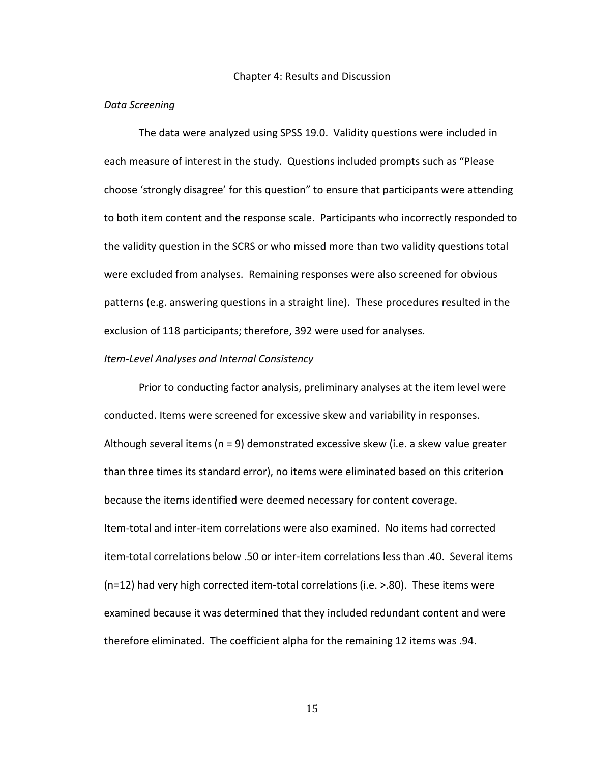# Chapter 4: Results and Discussion

*Data Screening*

The data were analyzed using SPSS 19.0. Validity questions were included in each measure of interest in the study. Questions included prompts such as "Please choose 'strongly disagree' for this question" to ensure that participants were attending to both item content and the response scale. Participants who incorrectly responded to the validity question in the SCRS or who missed more than two validity questions total were excluded from analyses. Remaining responses were also screened for obvious patterns (e.g. answering questions in a straight line). These procedures resulted in the exclusion of 118 participants; therefore, 392 were used for analyses.

*Item-Level Analyses and Internal Consistency*

Prior to conducting factor analysis, preliminary analyses at the item level were conducted. Items were screened for excessive skew and variability in responses. Although several items ($n = 9$) demonstrated excessive skew (i.e. a skew value greater than three times its standard error), no items were eliminated based on this criterion because the items identified were deemed necessary for content coverage. Item-total and inter-item correlations were also examined. No items had corrected item-total correlations below .50 or inter-item correlations less than .40. Several items ($n=12$) had very high corrected item-total correlations (i.e. >.80). These items were examined because it was determined that they included redundant content and were therefore eliminated. The coefficient alpha for the remaining 12 items was .94.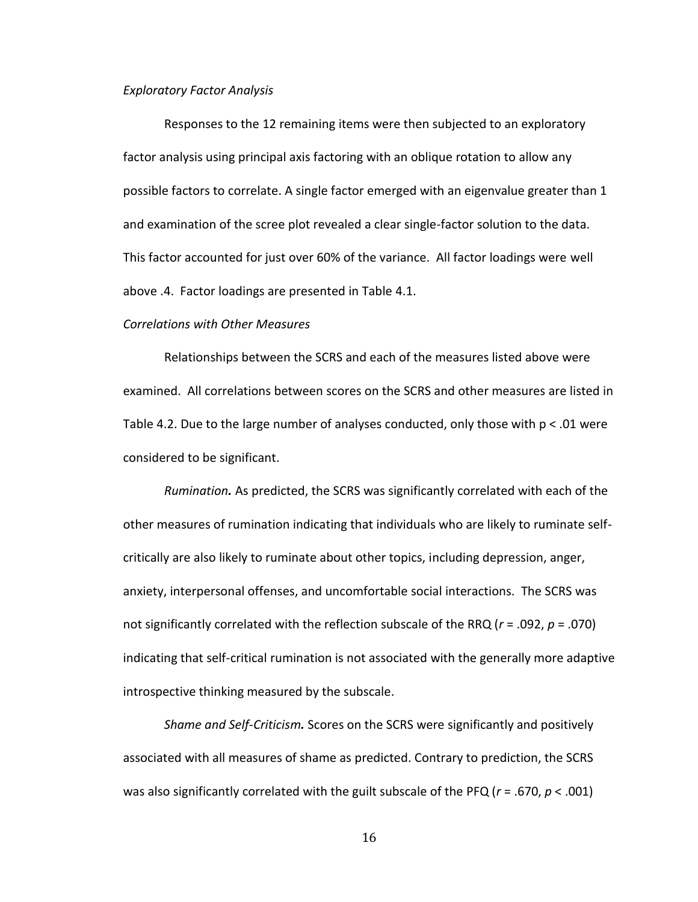*Exploratory Factor Analysis*

Responses to the 12 remaining items were then subjected to an exploratory factor analysis using principal axis factoring with an oblique rotation to allow any possible factors to correlate. A single factor emerged with an eigenvalue greater than 1 and examination of the scree plot revealed a clear single-factor solution to the data. This factor accounted for just over 60% of the variance. All factor loadings were well above .4. Factor loadings are presented in Table 4.1.

*Correlations with Other Measures*

Relationships between the SCRS and each of the measures listed above were examined. All correlations between scores on the SCRS and other measures are listed in Table 4.2. Due to the large number of analyses conducted, only those with $p < .01$ were considered to be significant.

***Rumination.*** As predicted, the SCRS was significantly correlated with each of the other measures of rumination indicating that individuals who are likely to ruminate self-critically are also likely to ruminate about other topics, including depression, anger, anxiety, interpersonal offenses, and uncomfortable social interactions. The SCRS was not significantly correlated with the reflection subscale of the RRQ ($r = .092$, $p = .070$) indicating that self-critical rumination is not associated with the generally more adaptive introspective thinking measured by the subscale.

***Shame and Self-Criticism.*** Scores on the SCRS were significantly and positively associated with all measures of shame as predicted. Contrary to prediction, the SCRS was also significantly correlated with the guilt subscale of the PFQ ($r = .670$, $p < .001$)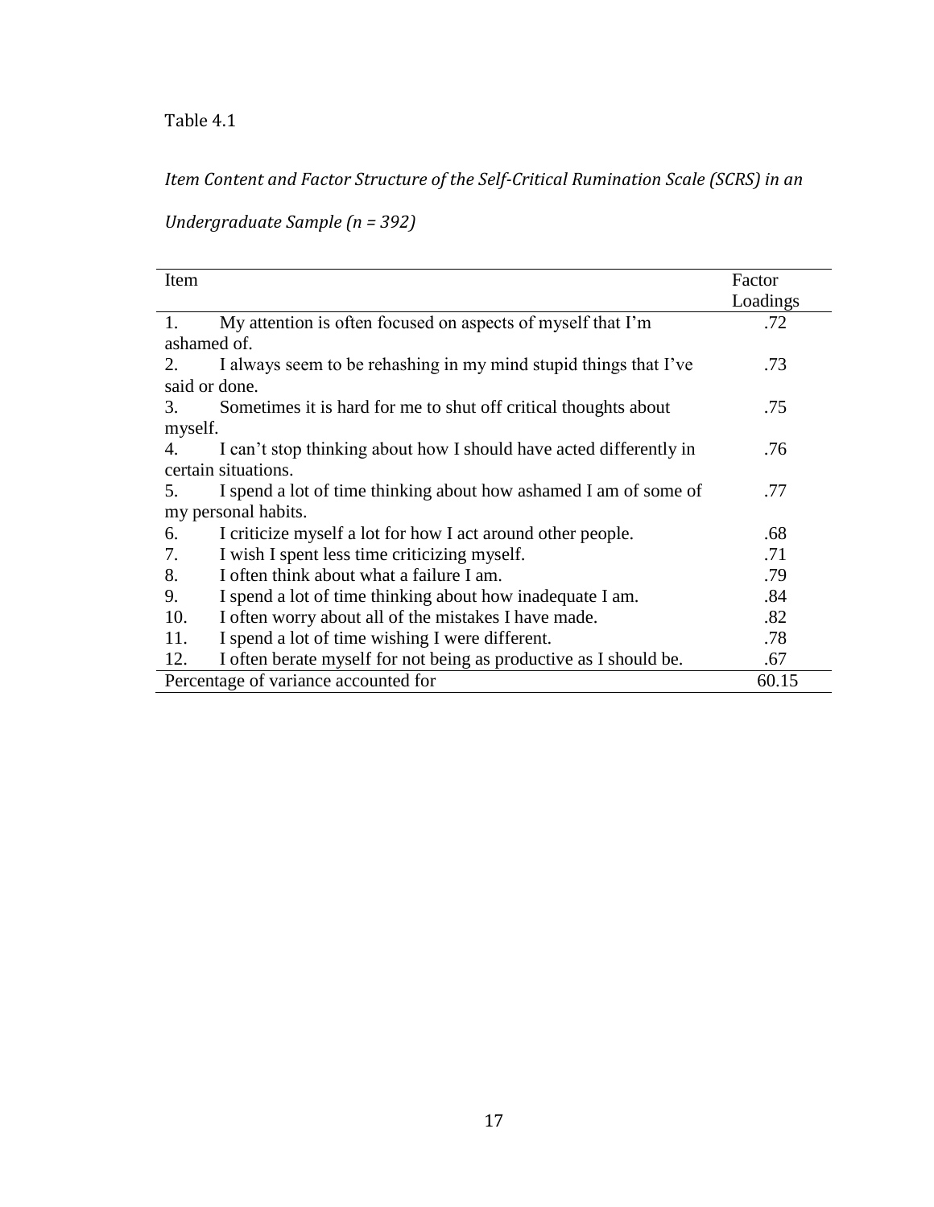Table 4.1

*Item Content and Factor Structure of the Self-Critical Rumination Scale (SCRS) in an Undergraduate Sample (n = 392)*

| Item | Factor Loadings |
|---|---|
| 1. My attention is often focused on aspects of myself that I'm ashamed of. | .72 |
| 2. I always seem to be rehashing in my mind stupid things that I've said or done. | .73 |
| 3. Sometimes it is hard for me to shut off critical thoughts about myself. | .75 |
| 4. I can't stop thinking about how I should have acted differently in certain situations. | .76 |
| 5. I spend a lot of time thinking about how ashamed I am of some of my personal habits. | .77 |
| 6. I criticize myself a lot for how I act around other people. | .68 |
| 7. I wish I spent less time criticizing myself. | .71 |
| 8. I often think about what a failure I am. | .79 |
| 9. I spend a lot of time thinking about how inadequate I am. | .84 |
| 10. I often worry about all of the mistakes I have made. | .82 |
| 11. I spend a lot of time wishing I were different. | .78 |
| 12. I often berate myself for not being as productive as I should be. | .67 |
| Percentage of variance accounted for | 60.15 |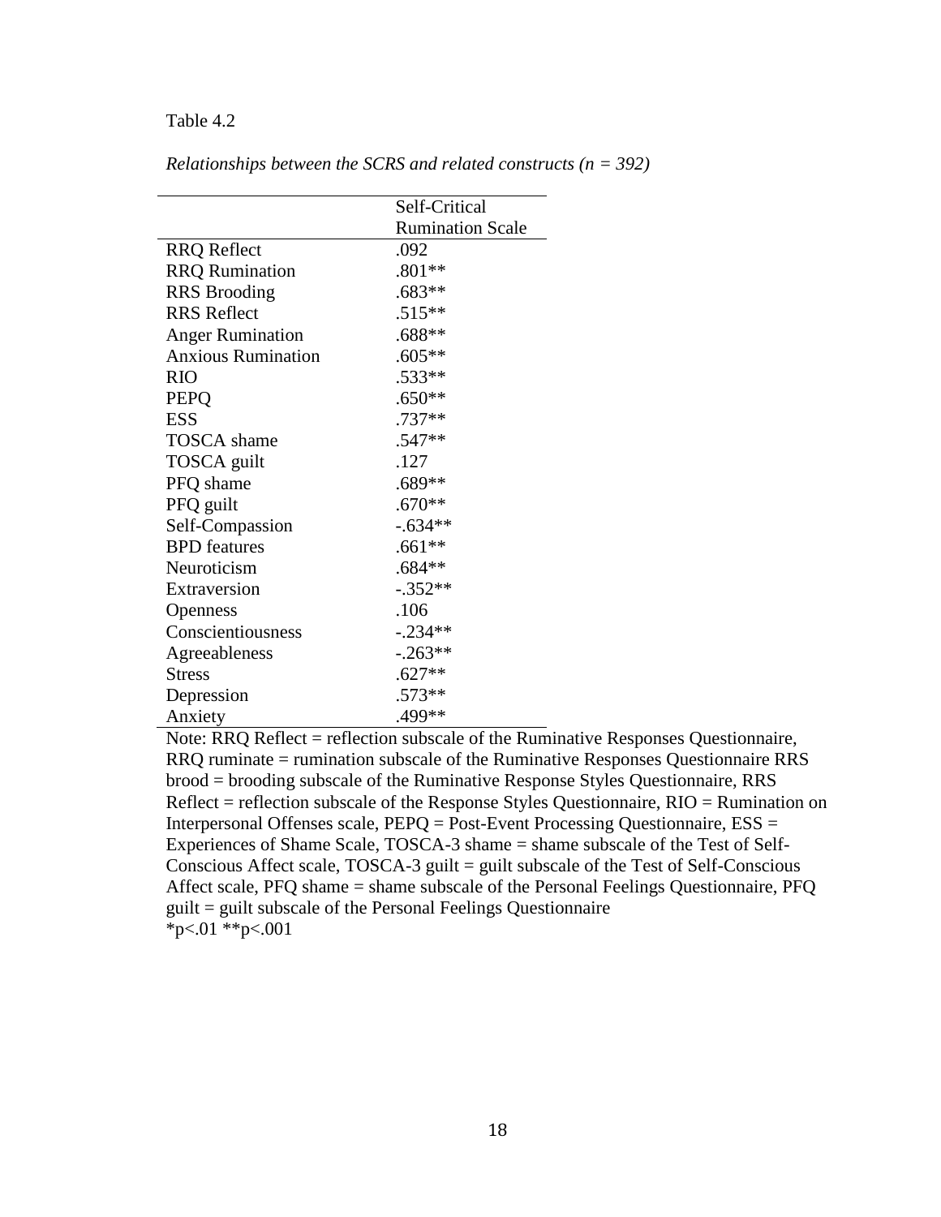Table 4.2

*Relationships between the SCRS and related constructs (n = 392)*

| | Self-Critical Rumination Scale |
|---|---|
| RRQ Reflect | .092 |
| RRQ Rumination | .801** |
| RRS Brooding | .683** |
| RRS Reflect | .515** |
| Anger Rumination | .688** |
| Anxious Rumination | .605** |
| RIO | .533** |
| PEPQ | .650** |
| ESS | .737** |
| TOSCA shame | .547** |
| TOSCA guilt | .127 |
| PFQ shame | .689** |
| PFQ guilt | .670** |
| Self-Compassion | -.634** |
| BPD features | .661** |
| Neuroticism | .684** |
| Extraversion | -.352** |
| Openness | .106 |
| Conscientiousness | -.234** |
| Agreeableness | -.263** |
| Stress | .627** |
| Depression | .573** |
| Anxiety | .499** |

Note: RRQ Reflect = reflection subscale of the Ruminative Responses Questionnaire, RRQ ruminate = rumination subscale of the Ruminative Responses Questionnaire RRS brood = brooding subscale of the Ruminative Response Styles Questionnaire, RRS Reflect = reflection subscale of the Response Styles Questionnaire, RIO = Rumination on Interpersonal Offenses scale, PEPQ = Post-Event Processing Questionnaire, ESS = Experiences of Shame Scale, TOSCA-3 shame = shame subscale of the Test of Self-Conscious Affect scale, TOSCA-3 guilt = guilt subscale of the Test of Self-Conscious Affect scale, PFQ shame = shame subscale of the Personal Feelings Questionnaire, PFQ guilt = guilt subscale of the Personal Feelings Questionnaire
*$p<.01$ **$p<.001$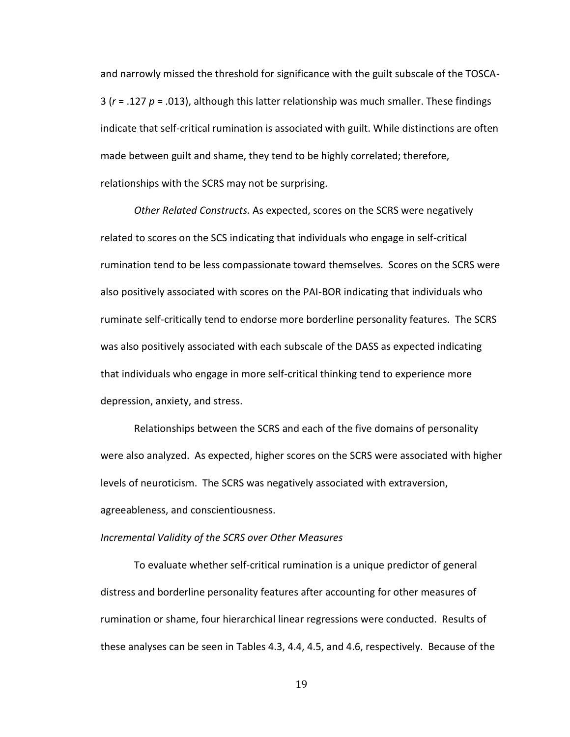and narrowly missed the threshold for significance with the guilt subscale of the TOSCA-3 ($r$ = .127 $p$ = .013), although this latter relationship was much smaller. These findings indicate that self-critical rumination is associated with guilt. While distinctions are often made between guilt and shame, they tend to be highly correlated; therefore, relationships with the SCRS may not be surprising.

*Other Related Constructs.* As expected, scores on the SCRS were negatively related to scores on the SCS indicating that individuals who engage in self-critical rumination tend to be less compassionate toward themselves. Scores on the SCRS were also positively associated with scores on the PAI-BOR indicating that individuals who ruminate self-critically tend to endorse more borderline personality features. The SCRS was also positively associated with each subscale of the DASS as expected indicating that individuals who engage in more self-critical thinking tend to experience more depression, anxiety, and stress.

Relationships between the SCRS and each of the five domains of personality were also analyzed. As expected, higher scores on the SCRS were associated with higher levels of neuroticism. The SCRS was negatively associated with extraversion, agreeableness, and conscientiousness.

*Incremental Validity of the SCRS over Other Measures*

To evaluate whether self-critical rumination is a unique predictor of general distress and borderline personality features after accounting for other measures of rumination or shame, four hierarchical linear regressions were conducted. Results of these analyses can be seen in Tables 4.3, 4.4, 4.5, and 4.6, respectively. Because of the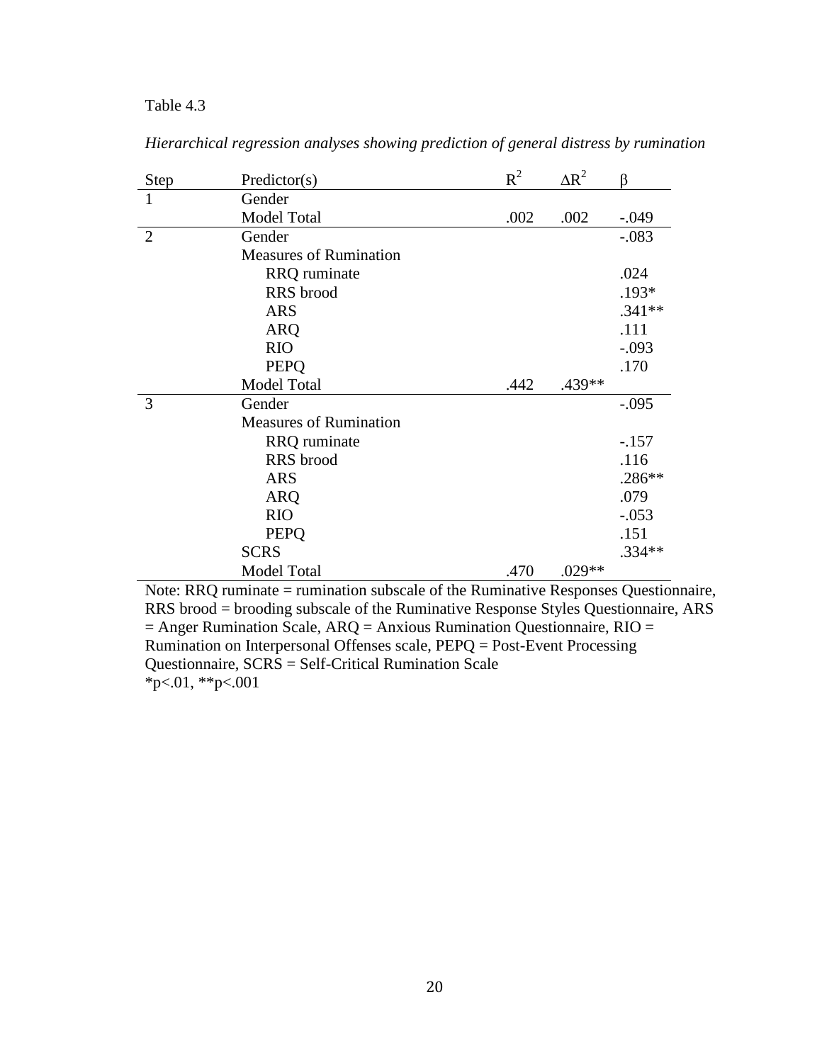Table 4.3

*Hierarchical regression analyses showing prediction of general distress by rumination*

| Step | Predictor(s) | $R^2$ | $\Delta R^2$ | β |
|---|---|---|---|---|
| 1 | Gender | | | |
| | Model Total | .002 | .002 | -.049 |
| 2 | Gender | | | -.083 |
| | Measures of Rumination | | | |
| | RRQ ruminate | | | .024 |
| | RRS brood | | | .193* |
| | ARS | | | .341** |
| | ARQ | | | .111 |
| | RIO | | | -.093 |
| | PEPQ | | | .170 |
| | Model Total | .442 | .439** | |
| 3 | Gender | | | -.095 |
| | Measures of Rumination | | | |
| | RRQ ruminate | | | -.157 |
| | RRS brood | | | .116 |
| | ARS | | | .286** |
| | ARQ | | | .079 |
| | RIO | | | -.053 |
| | PEPQ | | | .151 |
| | SCRS | | | .334** |
| | Model Total | .470 | .029** | |

Note: RRQ ruminate = rumination subscale of the Ruminative Responses Questionnaire, RRS brood = brooding subscale of the Ruminative Response Styles Questionnaire, ARS = Anger Rumination Scale, ARQ = Anxious Rumination Questionnaire, RIO = Rumination on Interpersonal Offenses scale, PEPQ = Post-Event Processing Questionnaire, SCRS = Self-Critical Rumination Scale

*$p<.01$, **$p<.001$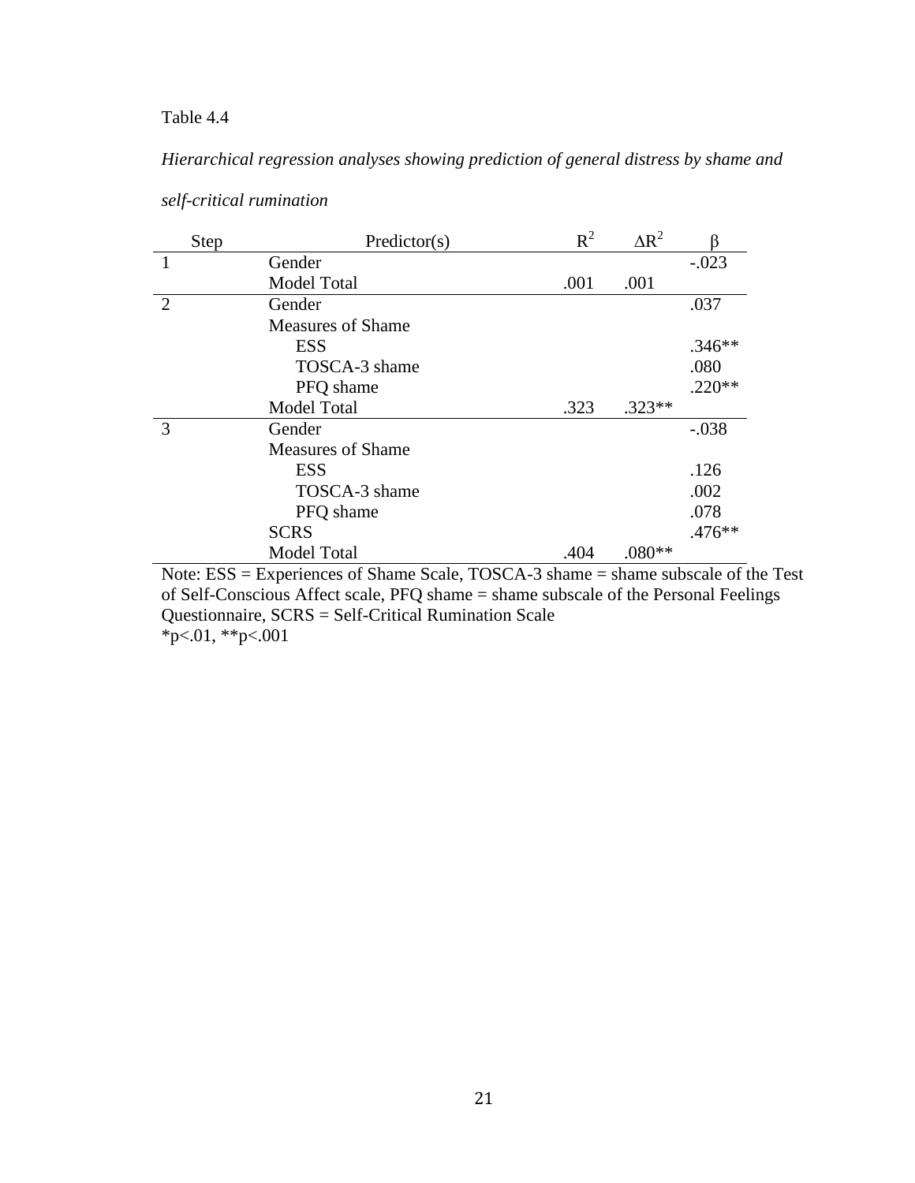Table 4.4

*Hierarchical regression analyses showing prediction of general distress by shame and self-critical rumination*

| Step | Predictor(s) | $R^2$ | $\Delta R^2$ | β |
|---|---|---|---|---|
| 1 | Gender | | | -.023 |
| | Model Total | .001 | .001 | |
| 2 | Gender | | | .037 |
| | Measures of Shame | | | |
| | ESS | | | .346** |
| | TOSCA-3 shame | | | .080 |
| | PFQ shame | | | .220** |
| | Model Total | .323 | .323** | |
| 3 | Gender | | | -.038 |
| | Measures of Shame | | | |
| | ESS | | | .126 |
| | TOSCA-3 shame | | | .002 |
| | PFQ shame | | | .078 |
| | SCRS | | | .476** |
| | Model Total | .404 | .080** | |

Note: ESS = Experiences of Shame Scale, TOSCA-3 shame = shame subscale of the Test of Self-Conscious Affect scale, PFQ shame = shame subscale of the Personal Feelings Questionnaire, SCRS = Self-Critical Rumination Scale
*$p<.01$, **$p<.001$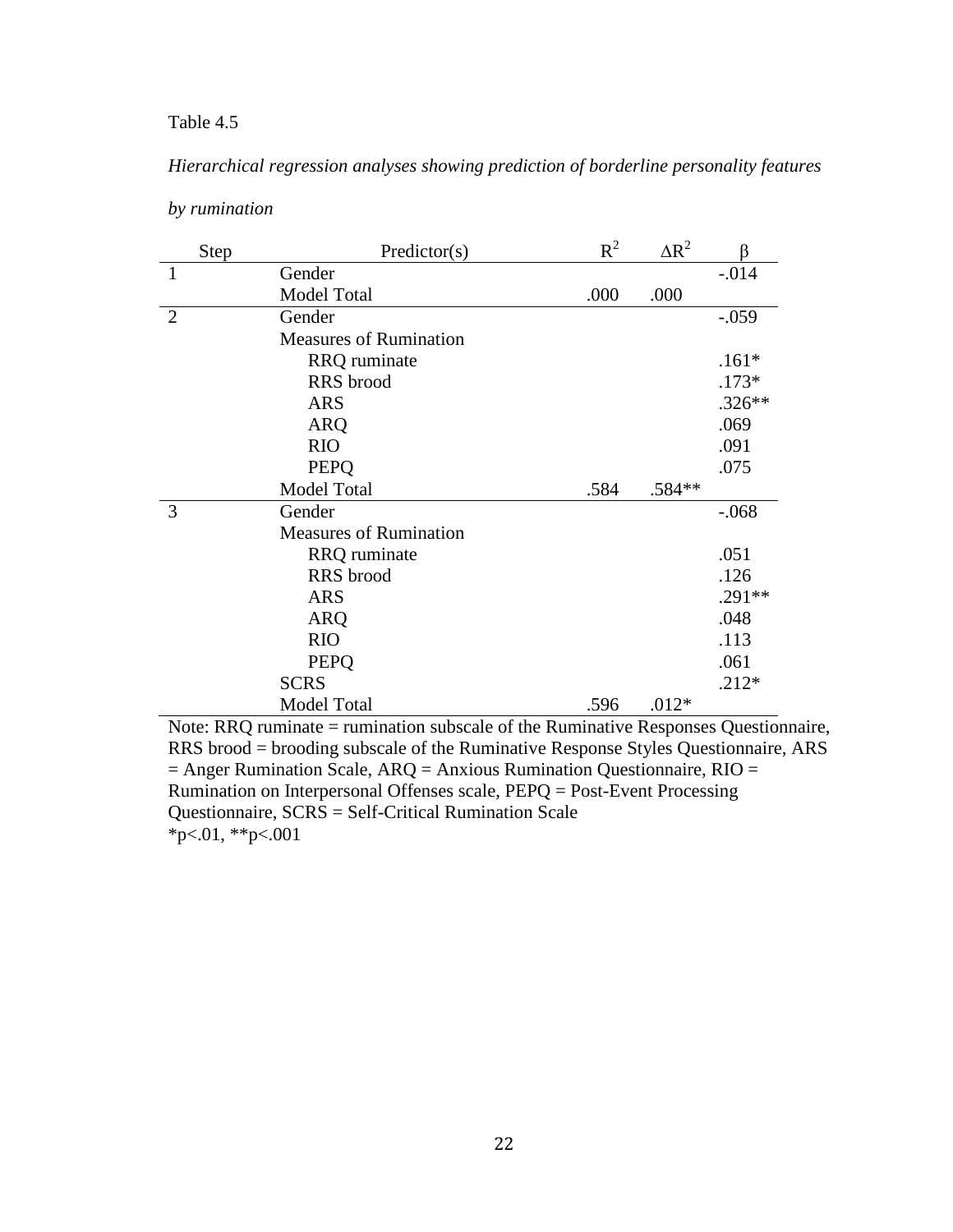Table 4.5

*Hierarchical regression analyses showing prediction of borderline personality features by rumination*

| Step | Predictor(s) | $R^2$ | $\Delta R^2$ | β |
|---|---|---|---|---|
| 1 | Gender | | | -.014 |
| | Model Total | .000 | .000 | |
| 2 | Gender | | | -.059 |
| | Measures of Rumination | | | |
| | RRQ ruminate | | | .161* |
| | RRS brood | | | .173* |
| | ARS | | | .326** |
| | ARQ | | | .069 |
| | RIO | | | .091 |
| | PEPQ | | | .075 |
| | Model Total | .584 | .584** | |
| 3 | Gender | | | -.068 |
| | Measures of Rumination | | | |
| | RRQ ruminate | | | .051 |
| | RRS brood | | | .126 |
| | ARS | | | .291** |
| | ARQ | | | .048 |
| | RIO | | | .113 |
| | PEPQ | | | .061 |
| | SCRS | | | .212* |
| | Model Total | .596 | .012* | |

Note: RRQ ruminate = rumination subscale of the Ruminative Responses Questionnaire, RRS brood = brooding subscale of the Ruminative Response Styles Questionnaire, ARS = Anger Rumination Scale, ARQ = Anxious Rumination Questionnaire, RIO = Rumination on Interpersonal Offenses scale, PEPQ = Post-Event Processing Questionnaire, SCRS = Self-Critical Rumination Scale

*$p<.01$, **$p<.001$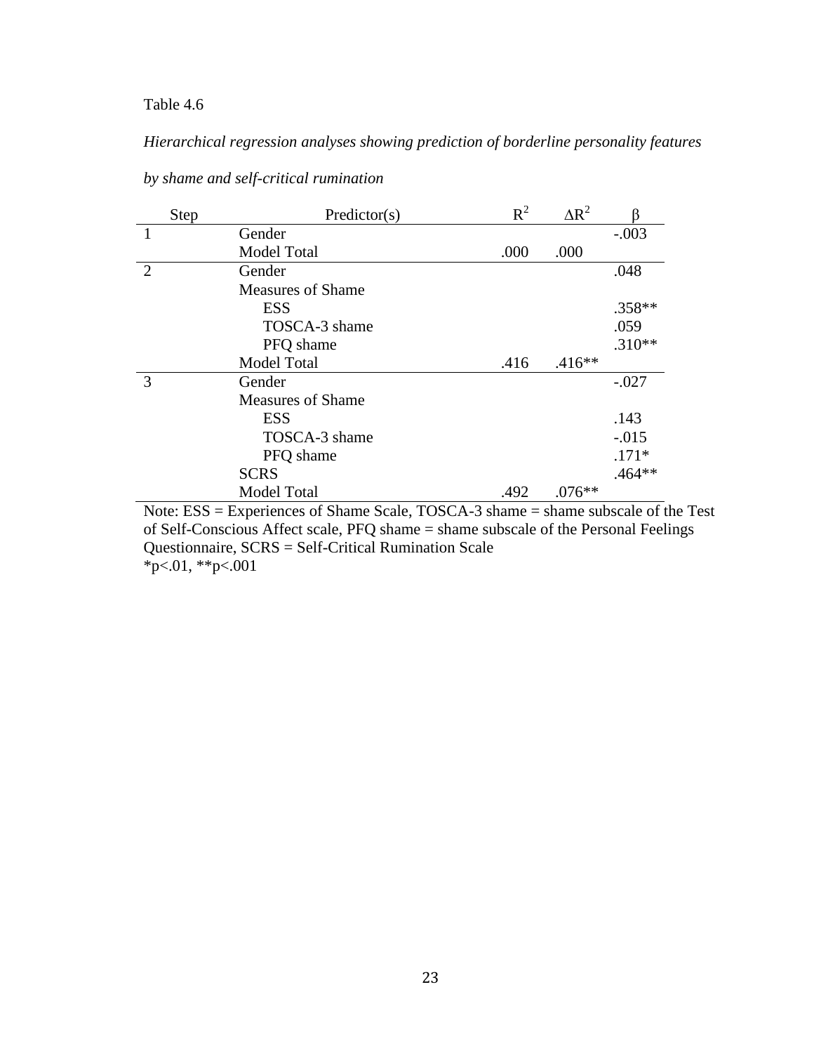Table 4.6

*Hierarchical regression analyses showing prediction of borderline personality features by shame and self-critical rumination*

| Step | Predictor(s) | $R^2$ | $\Delta R^2$ | β |
|---|---|---|---|---|
| 1 | Gender | | | -.003 |
| | Model Total | .000 | .000 | |
| 2 | Gender | | | .048 |
| | Measures of Shame | | | |
| | ESS | | | .358** |
| | TOSCA-3 shame | | | .059 |
| | PFQ shame | | | .310** |
| | Model Total | .416 | .416** | |
| 3 | Gender | | | -.027 |
| | Measures of Shame | | | |
| | ESS | | | .143 |
| | TOSCA-3 shame | | | -.015 |
| | PFQ shame | | | .171* |
| | SCRS | | | .464** |
| | Model Total | .492 | .076** | |

Note: ESS = Experiences of Shame Scale, TOSCA-3 shame = shame subscale of the Test of Self-Conscious Affect scale, PFQ shame = shame subscale of the Personal Feelings Questionnaire, SCRS = Self-Critical Rumination Scale
*$p<.01$, **$p<.001$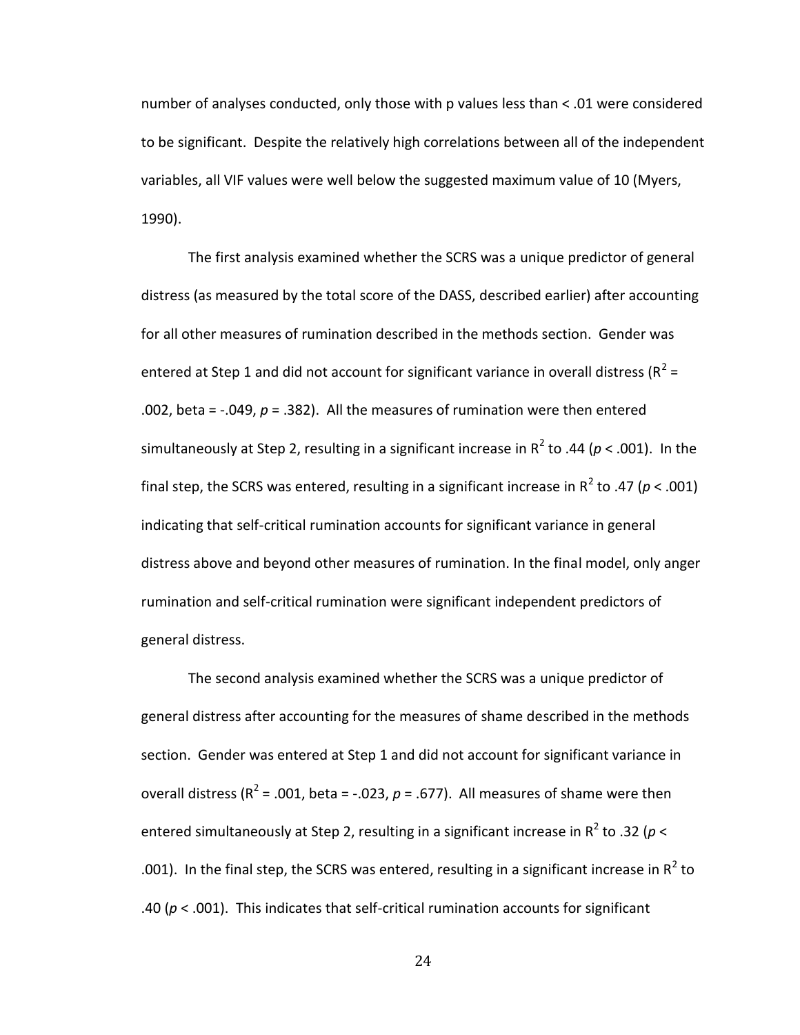number of analyses conducted, only those with p values less than < .01 were considered to be significant. Despite the relatively high correlations between all of the independent variables, all VIF values were well below the suggested maximum value of 10 (Myers, 1990).

The first analysis examined whether the SCRS was a unique predictor of general distress (as measured by the total score of the DASS, described earlier) after accounting for all other measures of rumination described in the methods section. Gender was entered at Step 1 and did not account for significant variance in overall distress ($R^2$ = .002, beta = -.049, $p$ = .382). All the measures of rumination were then entered simultaneously at Step 2, resulting in a significant increase in $R^2$ to .44 ($p$ < .001). In the final step, the SCRS was entered, resulting in a significant increase in $R^2$ to .47 ($p$ < .001) indicating that self-critical rumination accounts for significant variance in general distress above and beyond other measures of rumination. In the final model, only anger rumination and self-critical rumination were significant independent predictors of general distress.

The second analysis examined whether the SCRS was a unique predictor of general distress after accounting for the measures of shame described in the methods section. Gender was entered at Step 1 and did not account for significant variance in overall distress ($R^2$ = .001, beta = -.023, $p$ = .677). All measures of shame were then entered simultaneously at Step 2, resulting in a significant increase in $R^2$ to .32 ($p$ < .001). In the final step, the SCRS was entered, resulting in a significant increase in $R^2$ to .40 ($p$ < .001). This indicates that self-critical rumination accounts for significant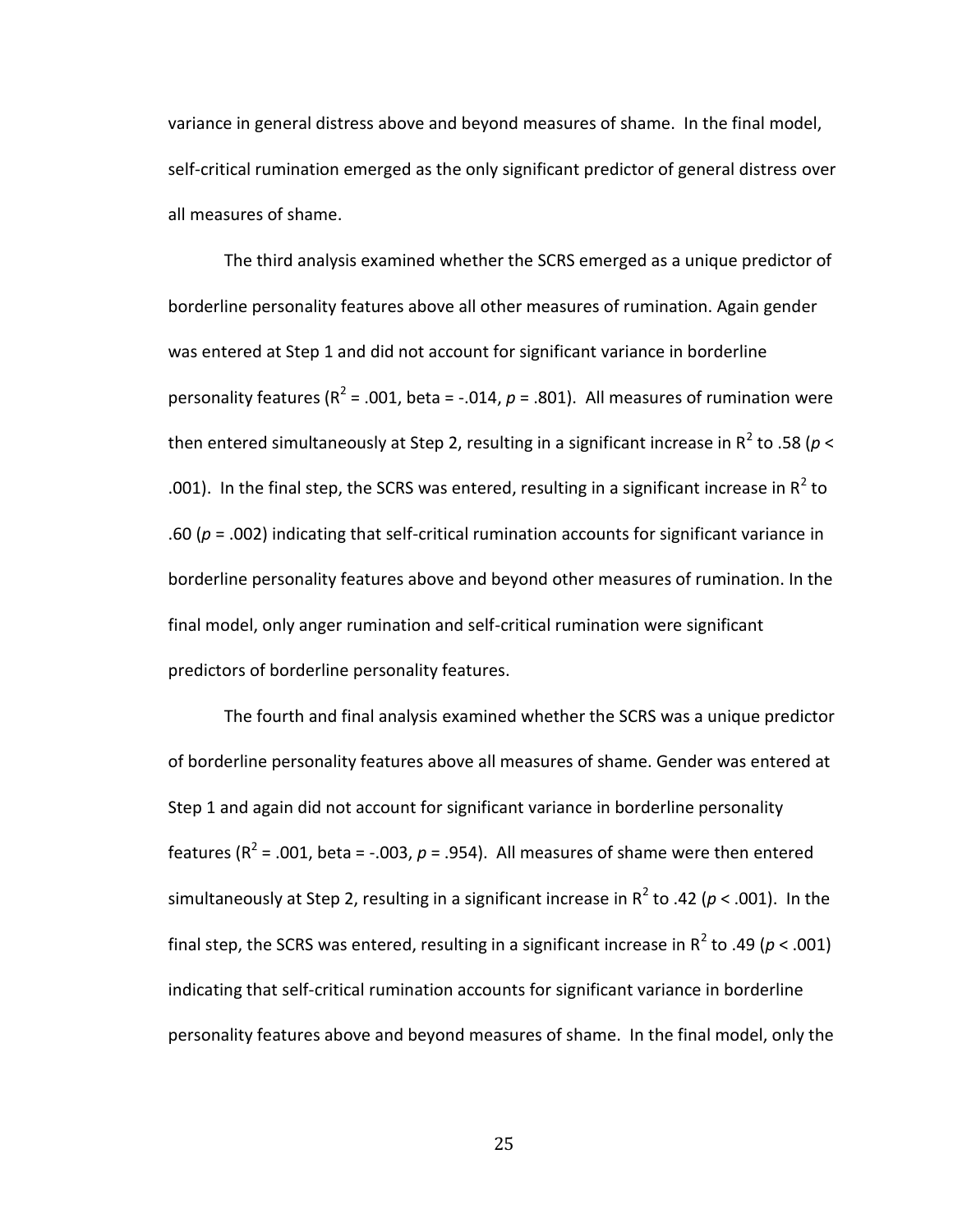variance in general distress above and beyond measures of shame. In the final model, self-critical rumination emerged as the only significant predictor of general distress over all measures of shame.

The third analysis examined whether the SCRS emerged as a unique predictor of borderline personality features above all other measures of rumination. Again gender was entered at Step 1 and did not account for significant variance in borderline personality features ($R^2$ = .001, beta = -.014, $p$ = .801). All measures of rumination were then entered simultaneously at Step 2, resulting in a significant increase in $R^2$ to .58 ($p$ < .001). In the final step, the SCRS was entered, resulting in a significant increase in $R^2$ to .60 ($p$ = .002) indicating that self-critical rumination accounts for significant variance in borderline personality features above and beyond other measures of rumination. In the final model, only anger rumination and self-critical rumination were significant predictors of borderline personality features.

The fourth and final analysis examined whether the SCRS was a unique predictor of borderline personality features above all measures of shame. Gender was entered at Step 1 and again did not account for significant variance in borderline personality features ($R^2$ = .001, beta = -.003, $p$ = .954). All measures of shame were then entered simultaneously at Step 2, resulting in a significant increase in $R^2$ to .42 ($p$ < .001). In the final step, the SCRS was entered, resulting in a significant increase in $R^2$ to .49 ($p$ < .001) indicating that self-critical rumination accounts for significant variance in borderline personality features above and beyond measures of shame. In the final model, only the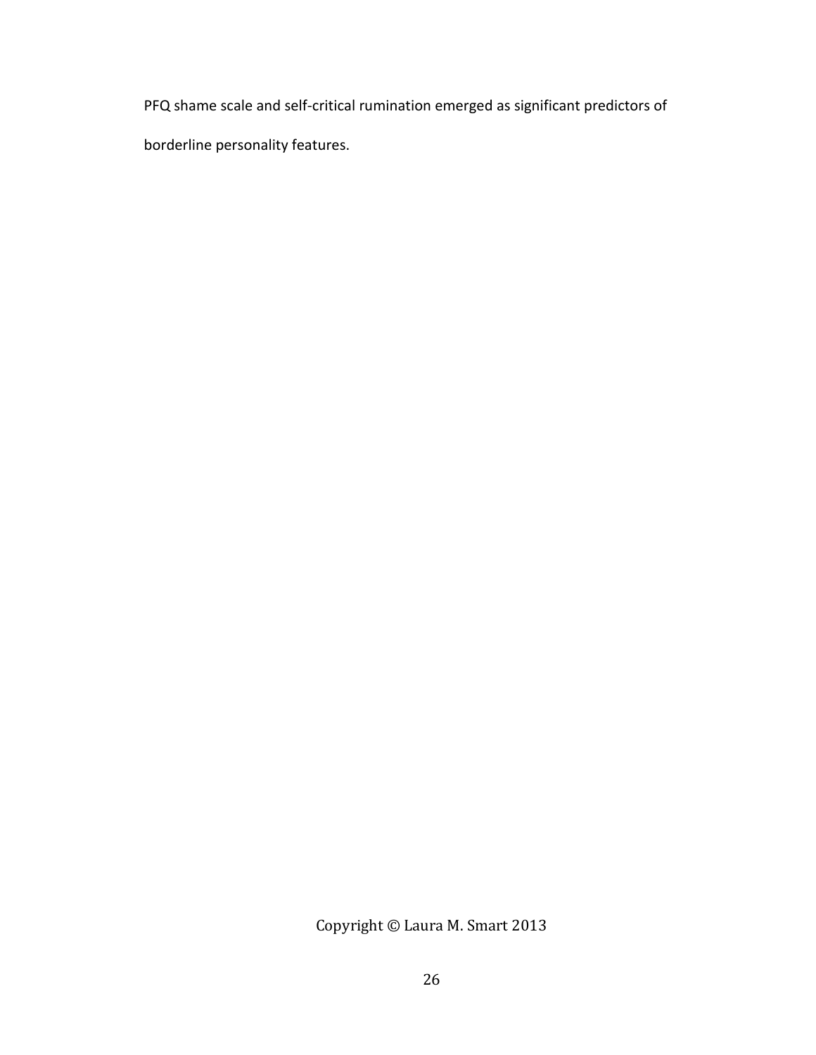PFQ shame scale and self-critical rumination emerged as significant predictors of borderline personality features.

Copyright © Laura M. Smart 2013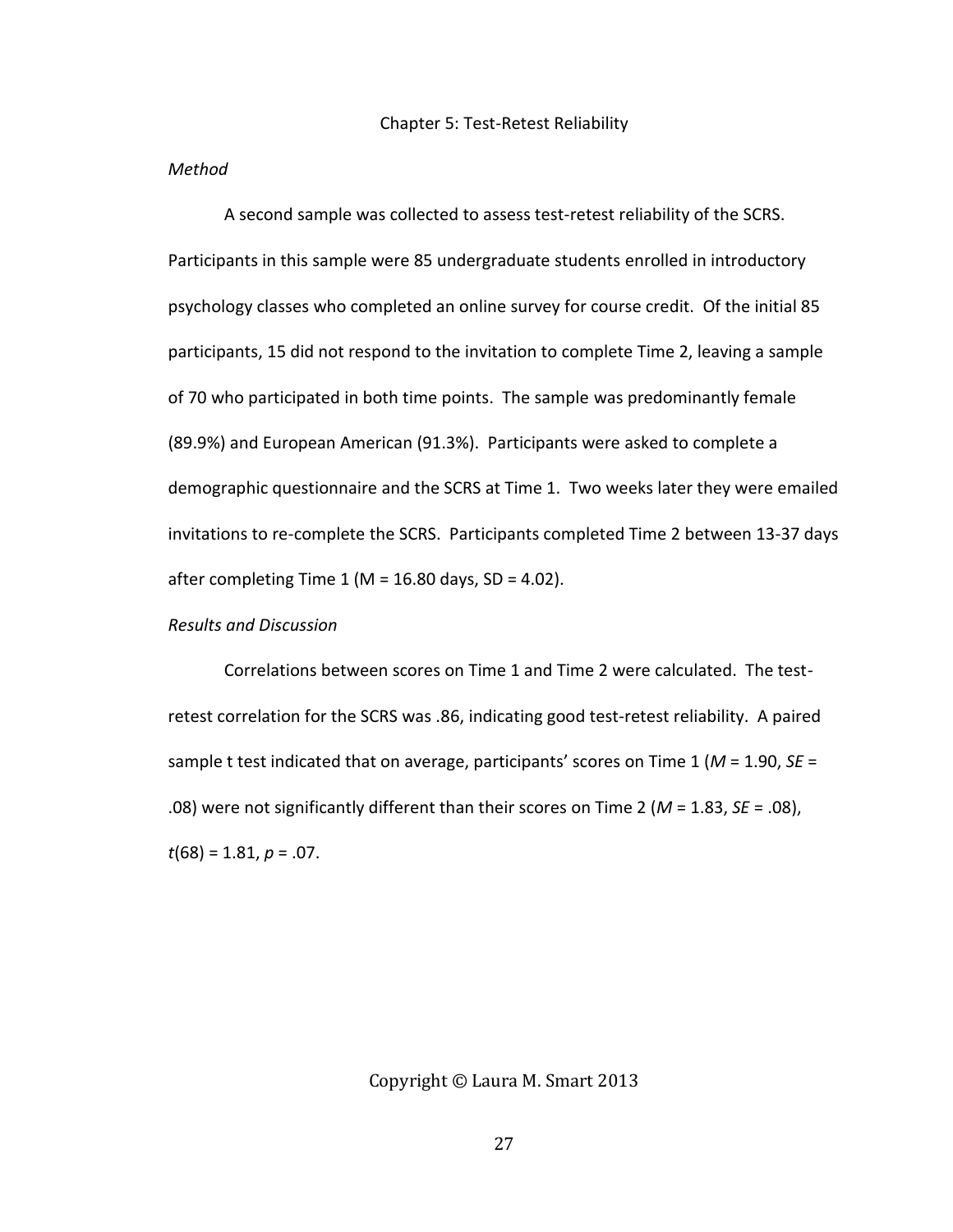# Chapter 5: Test-Retest Reliability

*Method*

A second sample was collected to assess test-retest reliability of the SCRS. Participants in this sample were 85 undergraduate students enrolled in introductory psychology classes who completed an online survey for course credit. Of the initial 85 participants, 15 did not respond to the invitation to complete Time 2, leaving a sample of 70 who participated in both time points. The sample was predominantly female (89.9%) and European American (91.3%). Participants were asked to complete a demographic questionnaire and the SCRS at Time 1. Two weeks later they were emailed invitations to re-complete the SCRS. Participants completed Time 2 between 13-37 days after completing Time 1 (M = 16.80 days, SD = 4.02).

*Results and Discussion*

Correlations between scores on Time 1 and Time 2 were calculated. The test-retest correlation for the SCRS was .86, indicating good test-retest reliability. A paired sample t test indicated that on average, participants' scores on Time 1 ($M$ = 1.90, $SE$ = .08) were not significantly different than their scores on Time 2 ($M$ = 1.83, $SE$ = .08), $t(68) = 1.81$, $p = .07$.

Copyright © Laura M. Smart 2013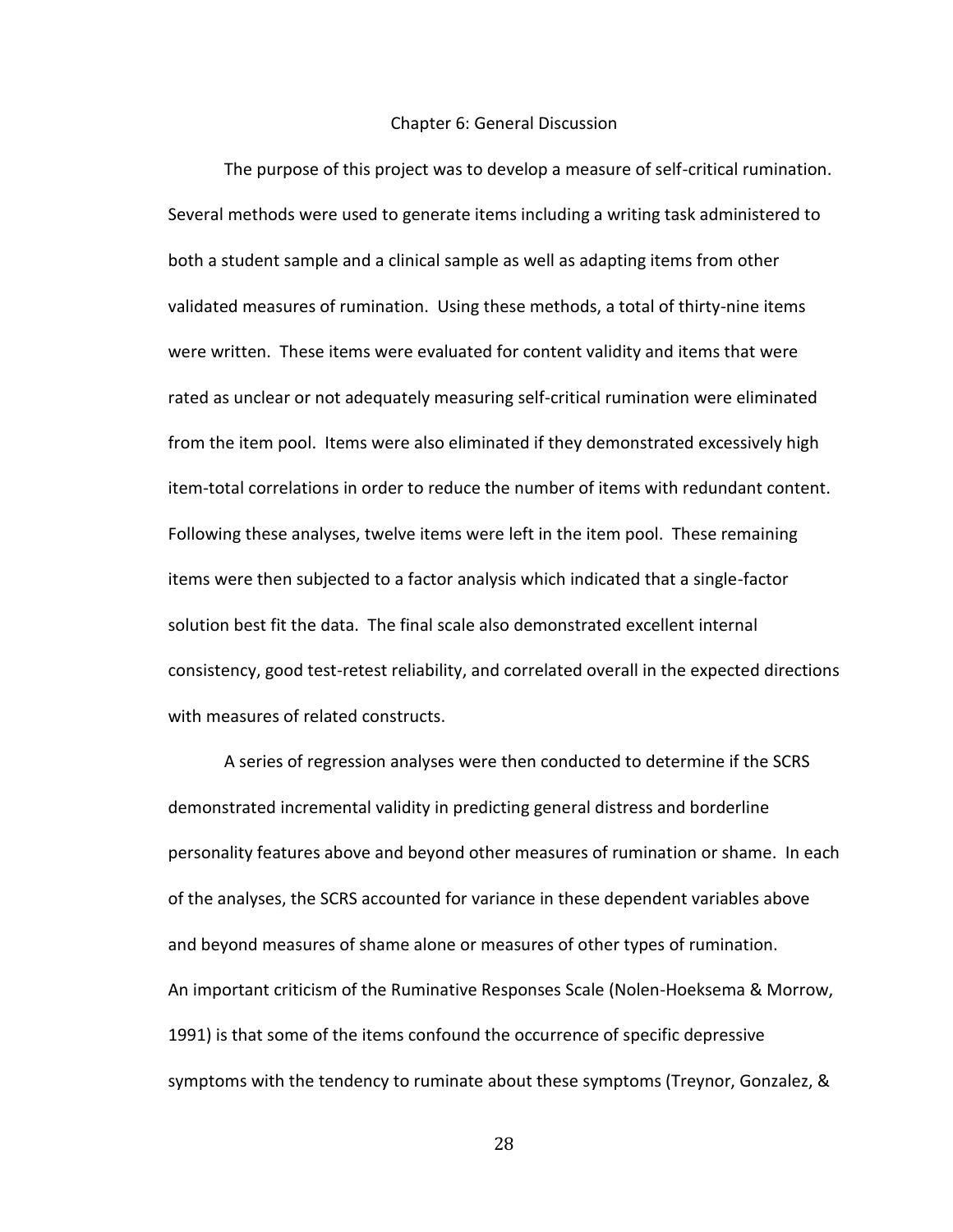# Chapter 6: General Discussion

The purpose of this project was to develop a measure of self-critical rumination. Several methods were used to generate items including a writing task administered to both a student sample and a clinical sample as well as adapting items from other validated measures of rumination. Using these methods, a total of thirty-nine items were written. These items were evaluated for content validity and items that were rated as unclear or not adequately measuring self-critical rumination were eliminated from the item pool. Items were also eliminated if they demonstrated excessively high item-total correlations in order to reduce the number of items with redundant content. Following these analyses, twelve items were left in the item pool. These remaining items were then subjected to a factor analysis which indicated that a single-factor solution best fit the data. The final scale also demonstrated excellent internal consistency, good test-retest reliability, and correlated overall in the expected directions with measures of related constructs.

A series of regression analyses were then conducted to determine if the SCRS demonstrated incremental validity in predicting general distress and borderline personality features above and beyond other measures of rumination or shame. In each of the analyses, the SCRS accounted for variance in these dependent variables above and beyond measures of shame alone or measures of other types of rumination.

An important criticism of the Ruminative Responses Scale (Nolen-Hoeksema & Morrow, 1991) is that some of the items confound the occurrence of specific depressive symptoms with the tendency to ruminate about these symptoms (Treynor, Gonzalez, &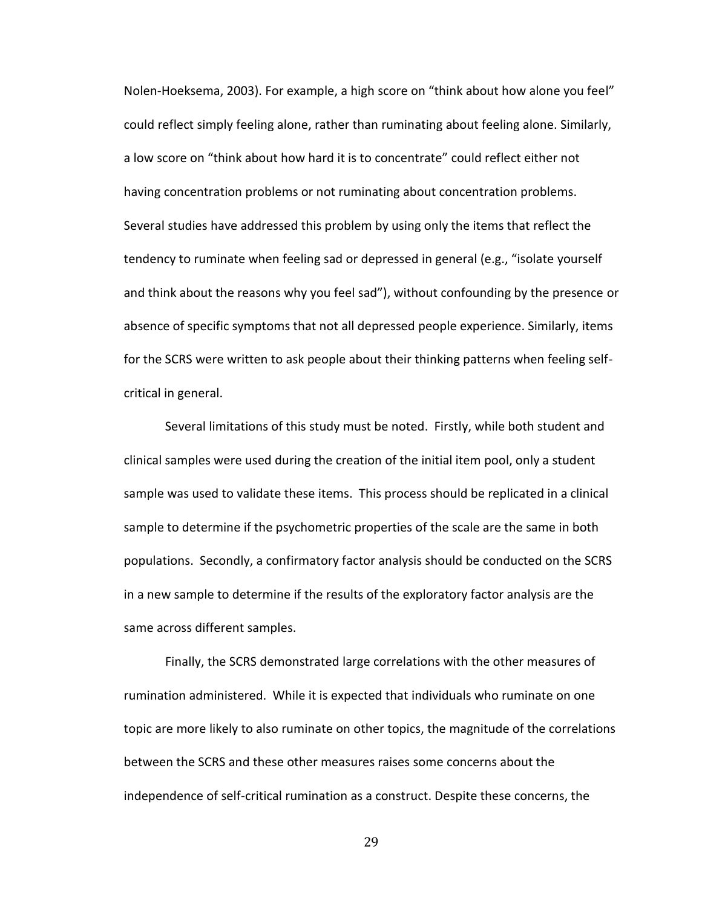Nolen-Hoeksema, 2003). For example, a high score on "think about how alone you feel" could reflect simply feeling alone, rather than ruminating about feeling alone. Similarly, a low score on "think about how hard it is to concentrate" could reflect either not having concentration problems or not ruminating about concentration problems. Several studies have addressed this problem by using only the items that reflect the tendency to ruminate when feeling sad or depressed in general (e.g., "isolate yourself and think about the reasons why you feel sad"), without confounding by the presence or absence of specific symptoms that not all depressed people experience. Similarly, items for the SCRS were written to ask people about their thinking patterns when feeling self-critical in general.

Several limitations of this study must be noted. Firstly, while both student and clinical samples were used during the creation of the initial item pool, only a student sample was used to validate these items. This process should be replicated in a clinical sample to determine if the psychometric properties of the scale are the same in both populations. Secondly, a confirmatory factor analysis should be conducted on the SCRS in a new sample to determine if the results of the exploratory factor analysis are the same across different samples.

Finally, the SCRS demonstrated large correlations with the other measures of rumination administered. While it is expected that individuals who ruminate on one topic are more likely to also ruminate on other topics, the magnitude of the correlations between the SCRS and these other measures raises some concerns about the independence of self-critical rumination as a construct. Despite these concerns, the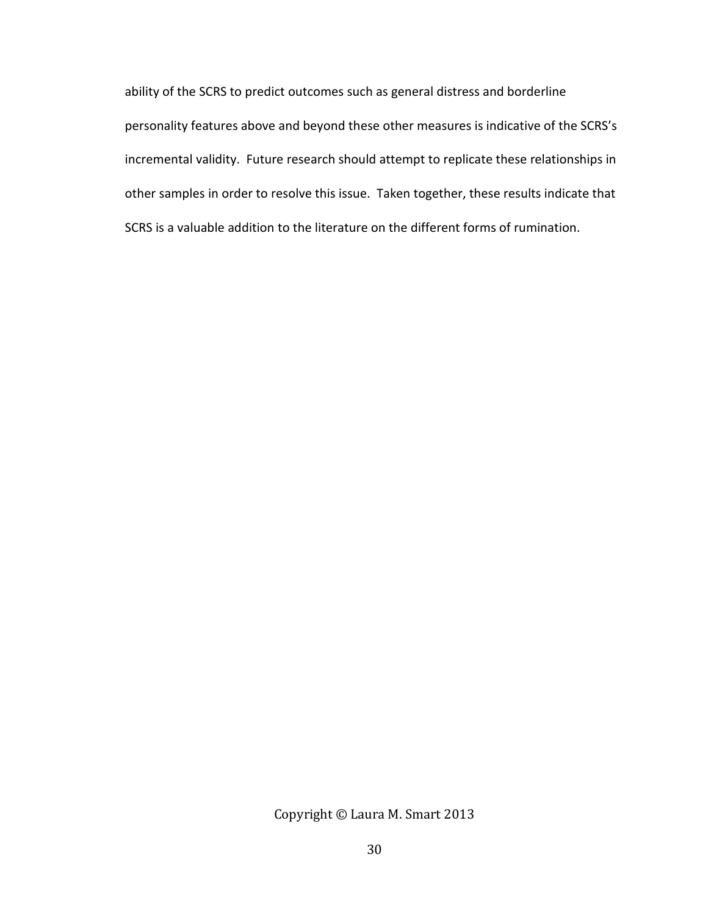ability of the SCRS to predict outcomes such as general distress and borderline personality features above and beyond these other measures is indicative of the SCRS's incremental validity. Future research should attempt to replicate these relationships in other samples in order to resolve this issue. Taken together, these results indicate that SCRS is a valuable addition to the literature on the different forms of rumination.

Copyright © Laura M. Smart 2013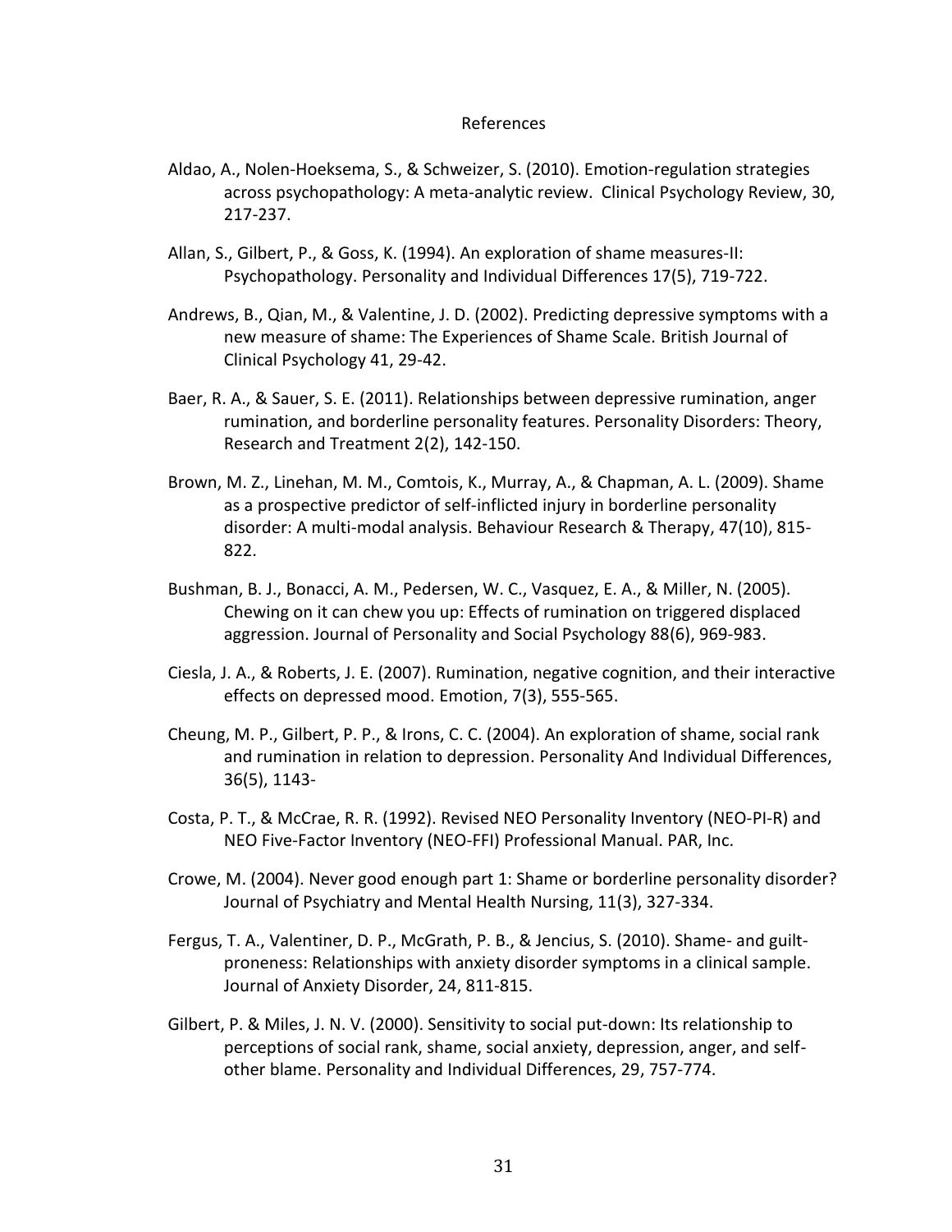# References

Aldao, A., Nolen-Hoeksema, S., & Schweizer, S. (2010). Emotion-regulation strategies across psychopathology: A meta-analytic review. Clinical Psychology Review, 30, 217-237.

Allan, S., Gilbert, P., & Goss, K. (1994). An exploration of shame measures-II: Psychopathology. Personality and Individual Differences 17(5), 719-722.

Andrews, B., Qian, M., & Valentine, J. D. (2002). Predicting depressive symptoms with a new measure of shame: The Experiences of Shame Scale. British Journal of Clinical Psychology 41, 29-42.

Baer, R. A., & Sauer, S. E. (2011). Relationships between depressive rumination, anger rumination, and borderline personality features. Personality Disorders: Theory, Research and Treatment 2(2), 142-150.

Brown, M. Z., Linehan, M. M., Comtois, K., Murray, A., & Chapman, A. L. (2009). Shame as a prospective predictor of self-inflicted injury in borderline personality disorder: A multi-modal analysis. Behaviour Research & Therapy, 47(10), 815-822.

Bushman, B. J., Bonacci, A. M., Pedersen, W. C., Vasquez, E. A., & Miller, N. (2005). Chewing on it can chew you up: Effects of rumination on triggered displaced aggression. Journal of Personality and Social Psychology 88(6), 969-983.

Ciesla, J. A., & Roberts, J. E. (2007). Rumination, negative cognition, and their interactive effects on depressed mood. Emotion, 7(3), 555-565.

Cheung, M. P., Gilbert, P. P., & Irons, C. C. (2004). An exploration of shame, social rank and rumination in relation to depression. Personality And Individual Differences, 36(5), 1143-

Costa, P. T., & McCrae, R. R. (1992). Revised NEO Personality Inventory (NEO-PI-R) and NEO Five-Factor Inventory (NEO-FFI) Professional Manual. PAR, Inc.

Crowe, M. (2004). Never good enough part 1: Shame or borderline personality disorder? Journal of Psychiatry and Mental Health Nursing, 11(3), 327-334.

Fergus, T. A., Valentiner, D. P., McGrath, P. B., & Jencius, S. (2010). Shame- and guilt-proneness: Relationships with anxiety disorder symptoms in a clinical sample. Journal of Anxiety Disorder, 24, 811-815.

Gilbert, P. & Miles, J. N. V. (2000). Sensitivity to social put-down: Its relationship to perceptions of social rank, shame, social anxiety, depression, anger, and self-other blame. Personality and Individual Differences, 29, 757-774.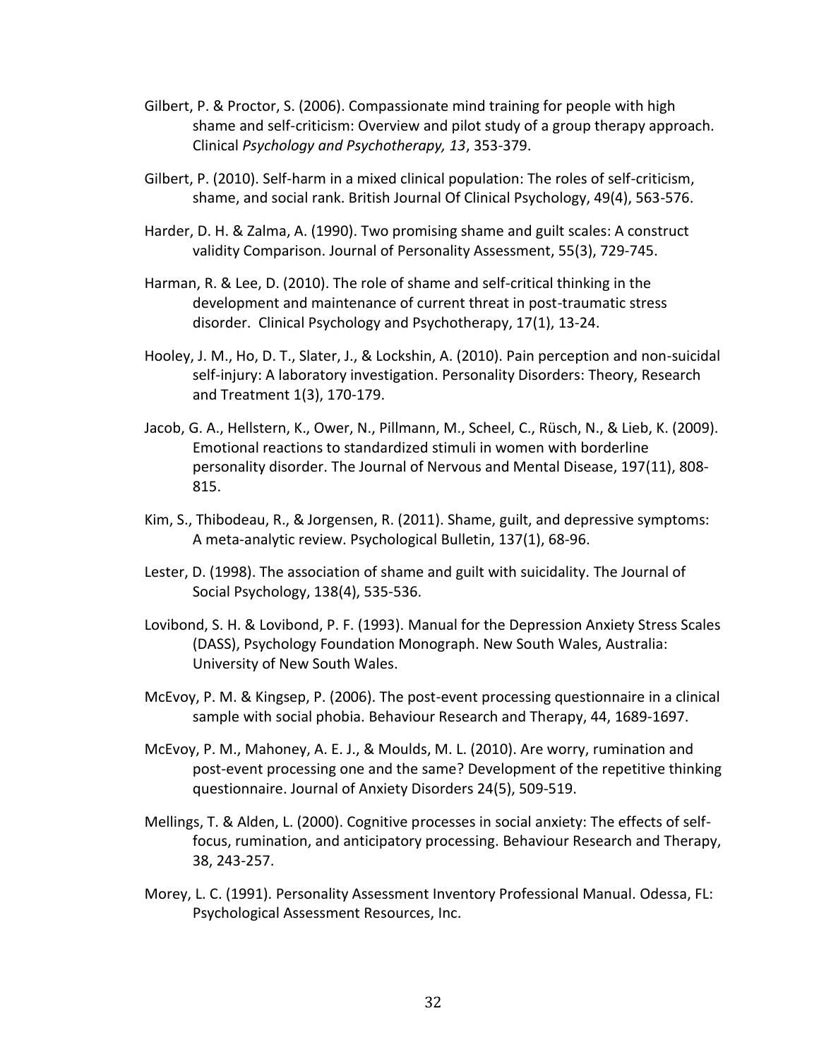Gilbert, P. & Proctor, S. (2006). Compassionate mind training for people with high shame and self-criticism: Overview and pilot study of a group therapy approach. Clinical *Psychology and Psychotherapy, 13*, 353-379.

Gilbert, P. (2010). Self-harm in a mixed clinical population: The roles of self-criticism, shame, and social rank. British Journal Of Clinical Psychology, 49(4), 563-576.

Harder, D. H. & Zalma, A. (1990). Two promising shame and guilt scales: A construct validity Comparison. Journal of Personality Assessment, 55(3), 729-745.

Harman, R. & Lee, D. (2010). The role of shame and self-critical thinking in the development and maintenance of current threat in post-traumatic stress disorder. Clinical Psychology and Psychotherapy, 17(1), 13-24.

Hooley, J. M., Ho, D. T., Slater, J., & Lockshin, A. (2010). Pain perception and non-suicidal self-injury: A laboratory investigation. Personality Disorders: Theory, Research and Treatment 1(3), 170-179.

Jacob, G. A., Hellstern, K., Ower, N., Pillmann, M., Scheel, C., Rüsch, N., & Lieb, K. (2009). Emotional reactions to standardized stimuli in women with borderline personality disorder. The Journal of Nervous and Mental Disease, 197(11), 808-815.

Kim, S., Thibodeau, R., & Jorgensen, R. (2011). Shame, guilt, and depressive symptoms: A meta-analytic review. Psychological Bulletin, 137(1), 68-96.

Lester, D. (1998). The association of shame and guilt with suicidality. The Journal of Social Psychology, 138(4), 535-536.

Lovibond, S. H. & Lovibond, P. F. (1993). Manual for the Depression Anxiety Stress Scales (DASS), Psychology Foundation Monograph. New South Wales, Australia: University of New South Wales.

McEvoy, P. M. & Kingsep, P. (2006). The post-event processing questionnaire in a clinical sample with social phobia. Behaviour Research and Therapy, 44, 1689-1697.

McEvoy, P. M., Mahoney, A. E. J., & Moulds, M. L. (2010). Are worry, rumination and post-event processing one and the same? Development of the repetitive thinking questionnaire. Journal of Anxiety Disorders 24(5), 509-519.

Mellings, T. & Alden, L. (2000). Cognitive processes in social anxiety: The effects of self-focus, rumination, and anticipatory processing. Behaviour Research and Therapy, 38, 243-257.

Morey, L. C. (1991). Personality Assessment Inventory Professional Manual. Odessa, FL: Psychological Assessment Resources, Inc.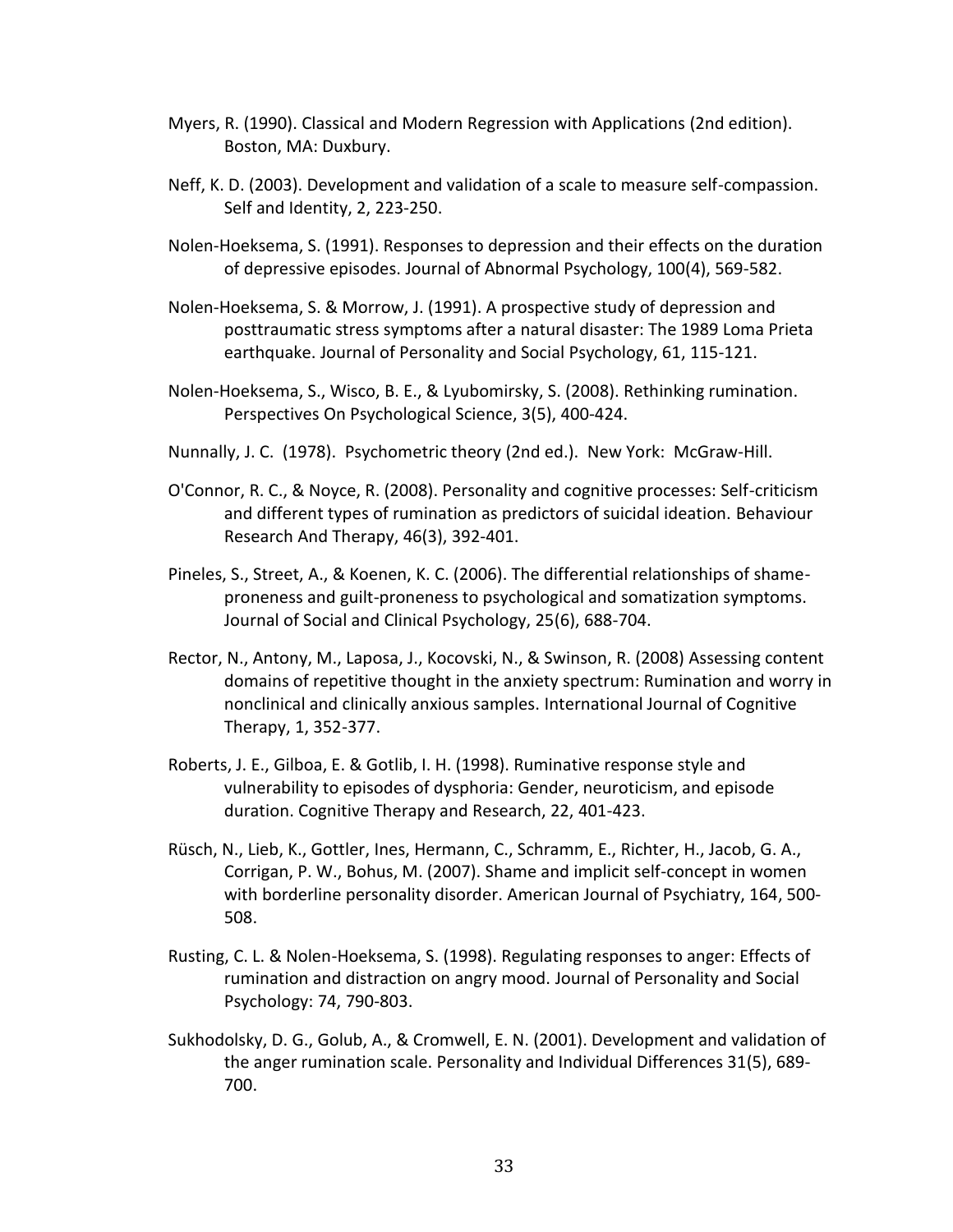Myers, R. (1990). Classical and Modern Regression with Applications (2nd edition). Boston, MA: Duxbury.

Neff, K. D. (2003). Development and validation of a scale to measure self-compassion. Self and Identity, 2, 223-250.

Nolen-Hoeksema, S. (1991). Responses to depression and their effects on the duration of depressive episodes. Journal of Abnormal Psychology, 100(4), 569-582.

Nolen-Hoeksema, S. & Morrow, J. (1991). A prospective study of depression and posttraumatic stress symptoms after a natural disaster: The 1989 Loma Prieta earthquake. Journal of Personality and Social Psychology, 61, 115-121.

Nolen-Hoeksema, S., Wisco, B. E., & Lyubomirsky, S. (2008). Rethinking rumination. Perspectives On Psychological Science, 3(5), 400-424.

Nunnally, J. C. (1978). Psychometric theory (2nd ed.). New York: McGraw-Hill.

O'Connor, R. C., & Noyce, R. (2008). Personality and cognitive processes: Self-criticism and different types of rumination as predictors of suicidal ideation. Behaviour Research And Therapy, 46(3), 392-401.

Pineles, S., Street, A., & Koenen, K. C. (2006). The differential relationships of shame-proneness and guilt-proneness to psychological and somatization symptoms. Journal of Social and Clinical Psychology, 25(6), 688-704.

Rector, N., Antony, M., Laposa, J., Kocovski, N., & Swinson, R. (2008) Assessing content domains of repetitive thought in the anxiety spectrum: Rumination and worry in nonclinical and clinically anxious samples. International Journal of Cognitive Therapy, 1, 352-377.

Roberts, J. E., Gilboa, E. & Gotlib, I. H. (1998). Ruminative response style and vulnerability to episodes of dysphoria: Gender, neuroticism, and episode duration. Cognitive Therapy and Research, 22, 401-423.

Rüsch, N., Lieb, K., Gottler, Ines, Hermann, C., Schramm, E., Richter, H., Jacob, G. A., Corrigan, P. W., Bohus, M. (2007). Shame and implicit self-concept in women with borderline personality disorder. American Journal of Psychiatry, 164, 500-508.

Rusting, C. L. & Nolen-Hoeksema, S. (1998). Regulating responses to anger: Effects of rumination and distraction on angry mood. Journal of Personality and Social Psychology: 74, 790-803.

Sukhodolsky, D. G., Golub, A., & Cromwell, E. N. (2001). Development and validation of the anger rumination scale. Personality and Individual Differences 31(5), 689-700.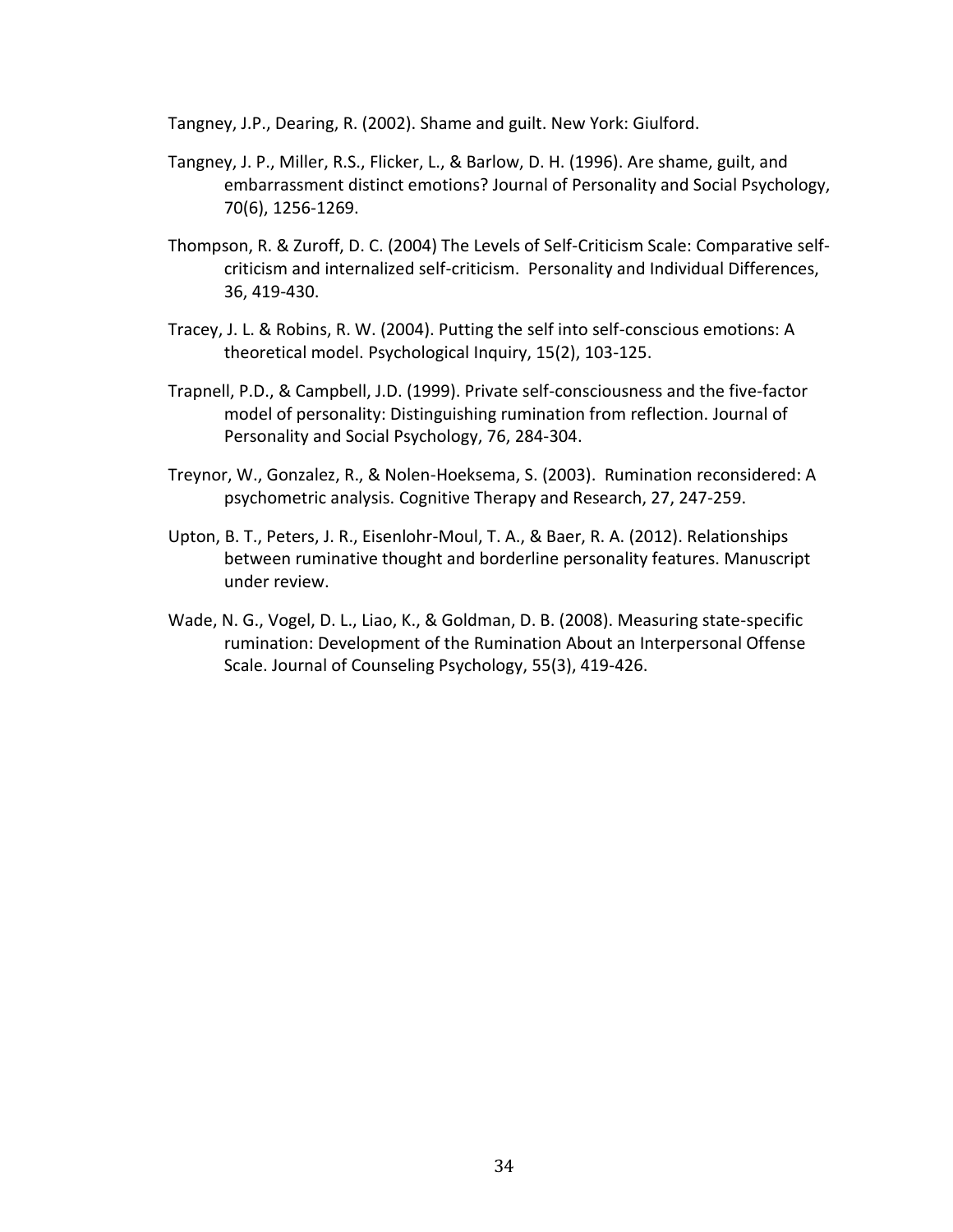Tangney, J.P., Dearing, R. (2002). Shame and guilt. New York: Giulford.

Tangney, J. P., Miller, R.S., Flicker, L., & Barlow, D. H. (1996). Are shame, guilt, and embarrassment distinct emotions? Journal of Personality and Social Psychology, 70(6), 1256-1269.

Thompson, R. & Zuroff, D. C. (2004) The Levels of Self-Criticism Scale: Comparative self-criticism and internalized self-criticism. Personality and Individual Differences, 36, 419-430.

Tracey, J. L. & Robins, R. W. (2004). Putting the self into self-conscious emotions: A theoretical model. Psychological Inquiry, 15(2), 103-125.

Trapnell, P.D., & Campbell, J.D. (1999). Private self-consciousness and the five-factor model of personality: Distinguishing rumination from reflection. Journal of Personality and Social Psychology, 76, 284-304.

Treynor, W., Gonzalez, R., & Nolen-Hoeksema, S. (2003). Rumination reconsidered: A psychometric analysis. Cognitive Therapy and Research, 27, 247-259.

Upton, B. T., Peters, J. R., Eisenlohr-Moul, T. A., & Baer, R. A. (2012). Relationships between ruminative thought and borderline personality features. Manuscript under review.

Wade, N. G., Vogel, D. L., Liao, K., & Goldman, D. B. (2008). Measuring state-specific rumination: Development of the Rumination About an Interpersonal Offense Scale. Journal of Counseling Psychology, 55(3), 419-426.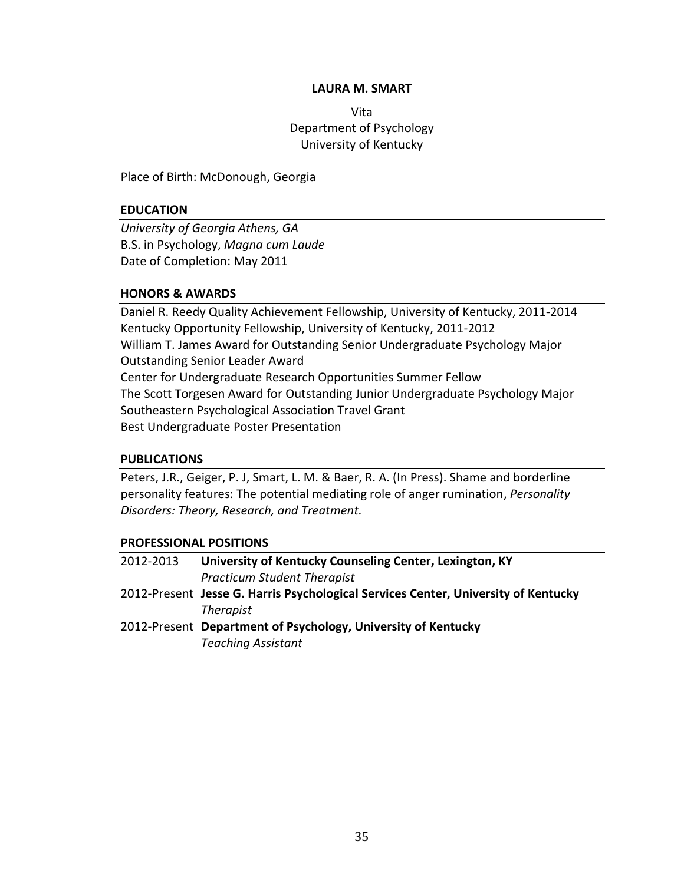**LAURA M. SMART**

Vita
Department of Psychology
University of Kentucky

Place of Birth: McDonough, Georgia

## EDUCATION

*University of Georgia Athens, GA*
B.S. in Psychology, *Magna cum Laude*
Date of Completion: May 2011

## HONORS & AWARDS

Daniel R. Reedy Quality Achievement Fellowship, University of Kentucky, 2011-2014
Kentucky Opportunity Fellowship, University of Kentucky, 2011-2012
William T. James Award for Outstanding Senior Undergraduate Psychology Major
Outstanding Senior Leader Award
Center for Undergraduate Research Opportunities Summer Fellow
The Scott Torgesen Award for Outstanding Junior Undergraduate Psychology Major
Southeastern Psychological Association Travel Grant
Best Undergraduate Poster Presentation

## PUBLICATIONS

Peters, J.R., Geiger, P. J, Smart, L. M. & Baer, R. A. (In Press). Shame and borderline personality features: The potential mediating role of anger rumination, *Personality Disorders: Theory, Research, and Treatment.*

## PROFESSIONAL POSITIONS

2012-2013 **University of Kentucky Counseling Center, Lexington, KY**
*Practicum Student Therapist*

2012-Present **Jesse G. Harris Psychological Services Center, University of Kentucky**
*Therapist*

2012-Present **Department of Psychology, University of Kentucky**
*Teaching Assistant*